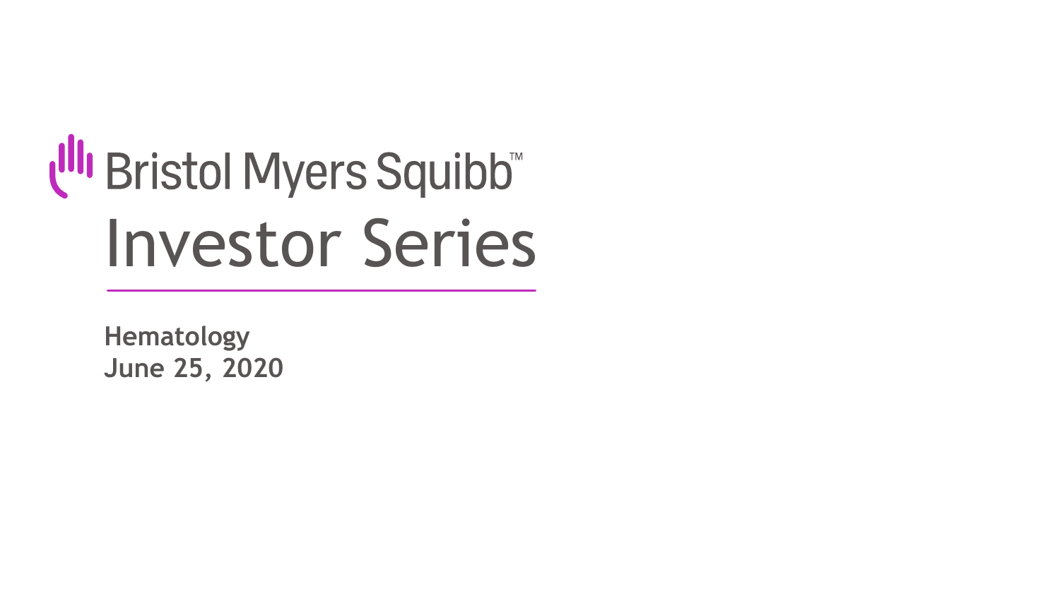Bristol Myers Squibb™

# Investor Series

**Hematology**
**June 25, 2020**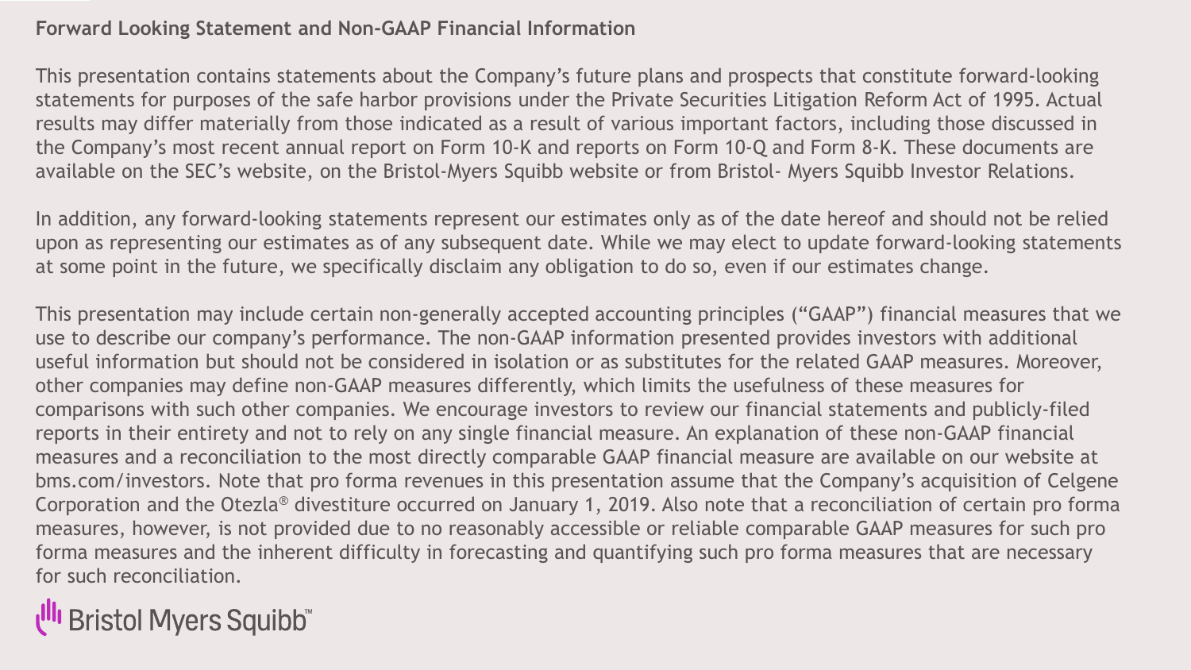## Forward Looking Statement and Non-GAAP Financial Information

This presentation contains statements about the Company's future plans and prospects that constitute forward-looking statements for purposes of the safe harbor provisions under the Private Securities Litigation Reform Act of 1995. Actual results may differ materially from those indicated as a result of various important factors, including those discussed in the Company's most recent annual report on Form 10-K and reports on Form 10-Q and Form 8-K. These documents are available on the SEC's website, on the Bristol-Myers Squibb website or from Bristol- Myers Squibb Investor Relations.

In addition, any forward-looking statements represent our estimates only as of the date hereof and should not be relied upon as representing our estimates as of any subsequent date. While we may elect to update forward-looking statements at some point in the future, we specifically disclaim any obligation to do so, even if our estimates change.

This presentation may include certain non-generally accepted accounting principles ("GAAP") financial measures that we use to describe our company's performance. The non-GAAP information presented provides investors with additional useful information but should not be considered in isolation or as substitutes for the related GAAP measures. Moreover, other companies may define non-GAAP measures differently, which limits the usefulness of these measures for comparisons with such other companies. We encourage investors to review our financial statements and publicly-filed reports in their entirety and not to rely on any single financial measure. An explanation of these non-GAAP financial measures and a reconciliation to the most directly comparable GAAP financial measure are available on our website at bms.com/investors. Note that pro forma revenues in this presentation assume that the Company's acquisition of Celgene Corporation and the Otezla® divestiture occurred on January 1, 2019. Also note that a reconciliation of certain pro forma measures, however, is not provided due to no reasonably accessible or reliable comparable GAAP measures for such pro forma measures and the inherent difficulty in forecasting and quantifying such pro forma measures that are necessary for such reconciliation.

Bristol Myers Squibb™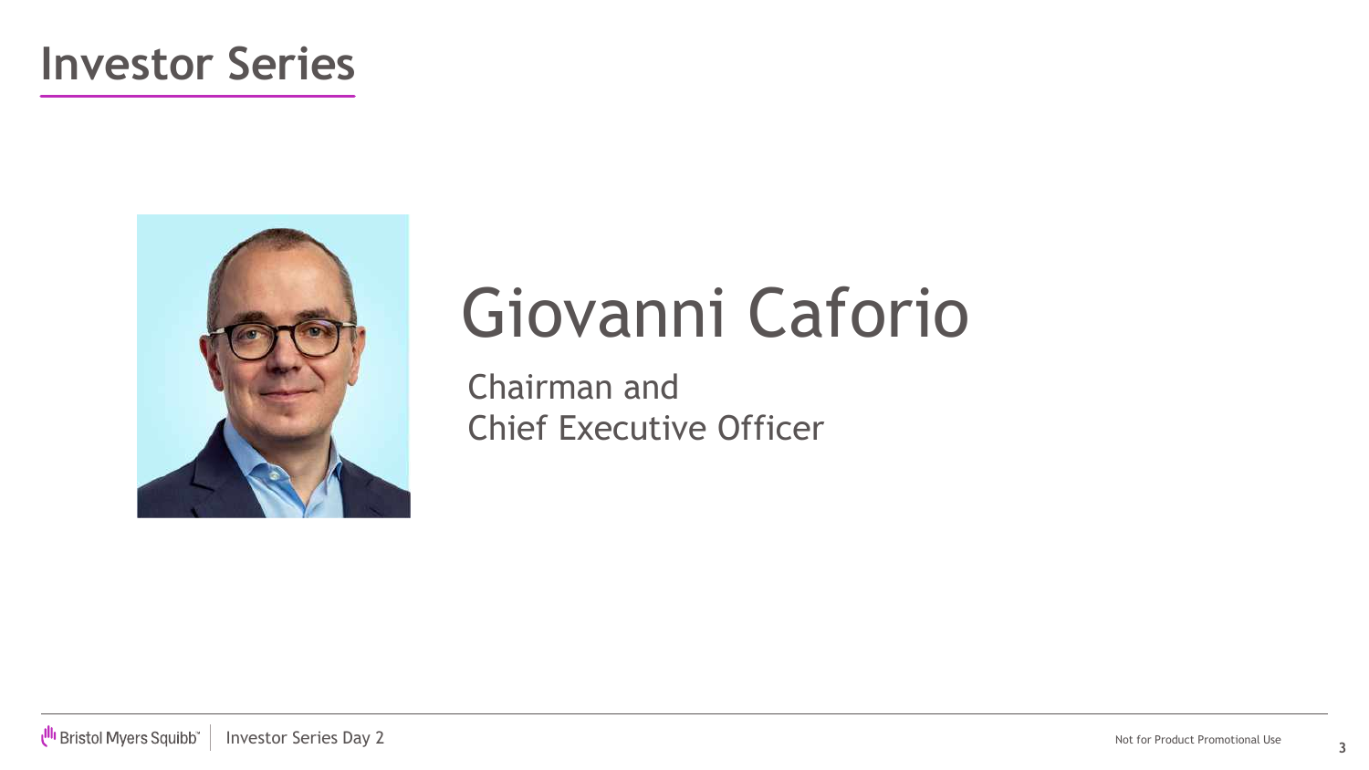# Investor Series

## Giovanni Caforio

Chairman and
Chief Executive Officer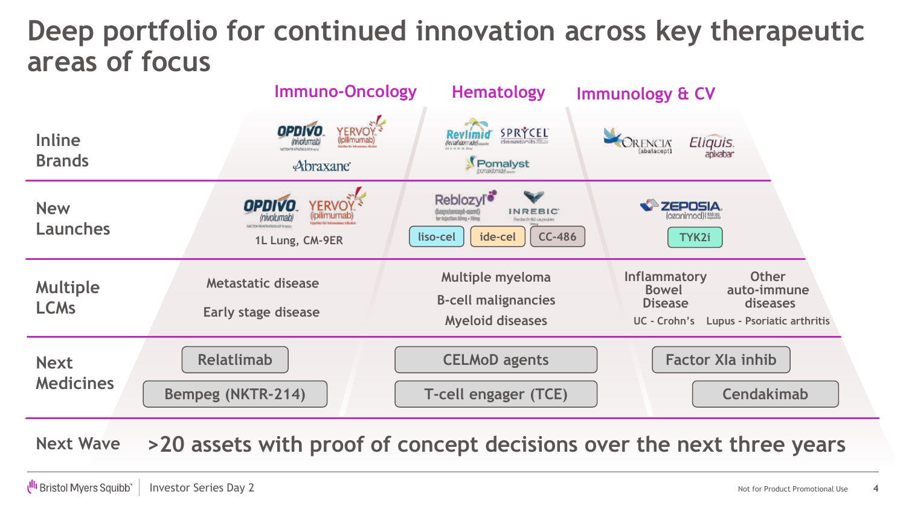# Deep portfolio for continued innovation across key therapeutic areas of focus

| | Immuno-Oncology | Hematology | Immunology & CV |
|---|---|---|---|
| Inline Brands | OPDIVO (nivolumab), YERVOY (ipilimumab), Abraxane | Revlimid (lenalidomide), SPRYCEL (dasatinib), Pomalyst (pomalidomide) | ORENCIA (abatacept), Eliquis (apixaban) |
| New Launches | OPDIVO (nivolumab), YERVOY (ipilimumab) — 1L Lung, CM-9ER | Reblozyl (luspatercept-aamt), INREBIC (fedratinib) capsules, liso-cel, ide-cel, CC-486 | ZEPOSIA (ozanimod), TYK2i |
| Multiple LCMs | Metastatic disease; Early stage disease | Multiple myeloma; B-cell malignancies; Myeloid diseases | Inflammatory Bowel Disease (UC - Crohn's); Other auto-immune diseases (Lupus - Psoriatic arthritis) |
| Next Medicines | Relatlimab; Bempeg (NKTR-214) | CELMoD agents; T-cell engager (TCE) | Factor XIa inhib; Cendakimab |

**Next Wave** >20 assets with proof of concept decisions over the next three years

Not for Product Promotional Use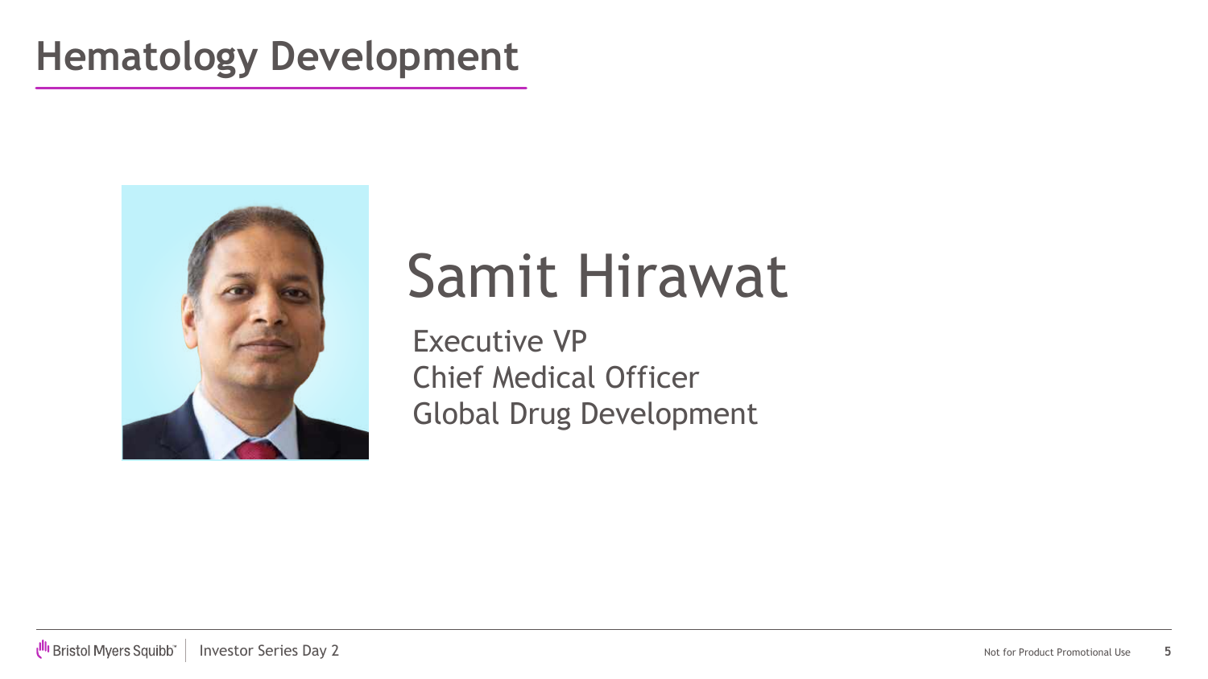# Hematology Development

Samit Hirawat

Executive VP
Chief Medical Officer
Global Drug Development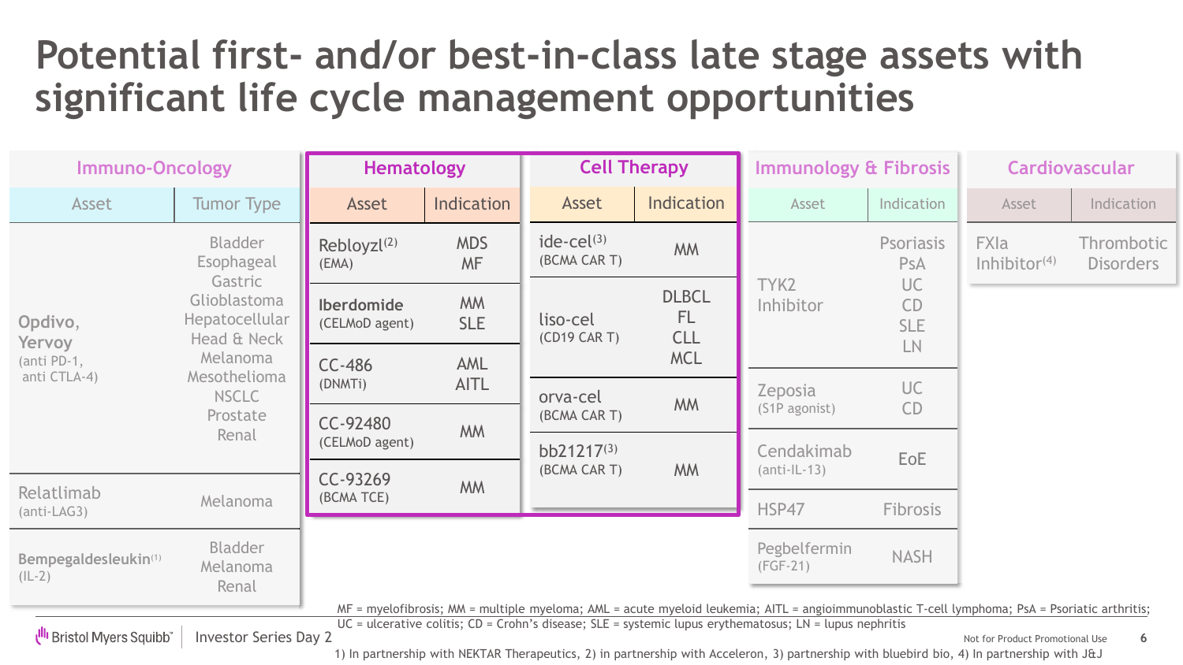# Potential first- and/or best-in-class late stage assets with significant life cycle management opportunities

## Immuno-Oncology

| Asset | Tumor Type |
| --- | --- |
| Opdivo, Yervoy (anti PD-1, anti CTLA-4) | Bladder, Esophageal, Gastric, Glioblastoma, Hepatocellular, Head & Neck, Melanoma, Mesothelioma, NSCLC, Prostate, Renal |
| Relatlimab (anti-LAG3) | Melanoma |
| **Bempegaldesleukin**[1] (IL-2) | Bladder, Melanoma, Renal |

## Hematology

| Asset | Indication |
| --- | --- |
| Rebloyzl[2] (EMA) | MDS, MF |
| **Iberdomide** (CELMoD agent) | MM, SLE |
| CC-486 (DNMTi) | AML, AITL |
| CC-92480 (CELMoD agent) | MM |
| CC-93269 (BCMA TCE) | MM |

## Cell Therapy

| Asset | Indication |
| --- | --- |
| ide-cel[3] (BCMA CAR T) | MM |
| liso-cel (CD19 CAR T) | DLBCL, FL, CLL, MCL |
| orva-cel (BCMA CAR T) | MM |
| bb21217[3] (BCMA CAR T) | MM |

## Immunology & Fibrosis

| Asset | Indication |
| --- | --- |
| TYK2 Inhibitor | Psoriasis, PsA, UC, CD, SLE, LN |
| Zeposia (S1P agonist) | UC, CD |
| Cendakimab (anti-IL-13) | EoE |
| HSP47 | Fibrosis |
| Pegbelfermin (FGF-21) | NASH |

## Cardiovascular

| Asset | Indication |
| --- | --- |
| FXIa Inhibitor[4] | Thrombotic Disorders |

MF = myelofibrosis; MM = multiple myeloma; AML = acute myeloid leukemia; AITL = angioimmunoblastic T-cell lymphoma; PsA = Psoriatic arthritis; UC = ulcerative colitis; CD = Crohn's disease; SLE = systemic lupus erythematosus; LN = lupus nephritis

1) In partnership with NEKTAR Therapeutics, 2) in partnership with Acceleron, 3) partnership with bluebird bio, 4) In partnership with J&J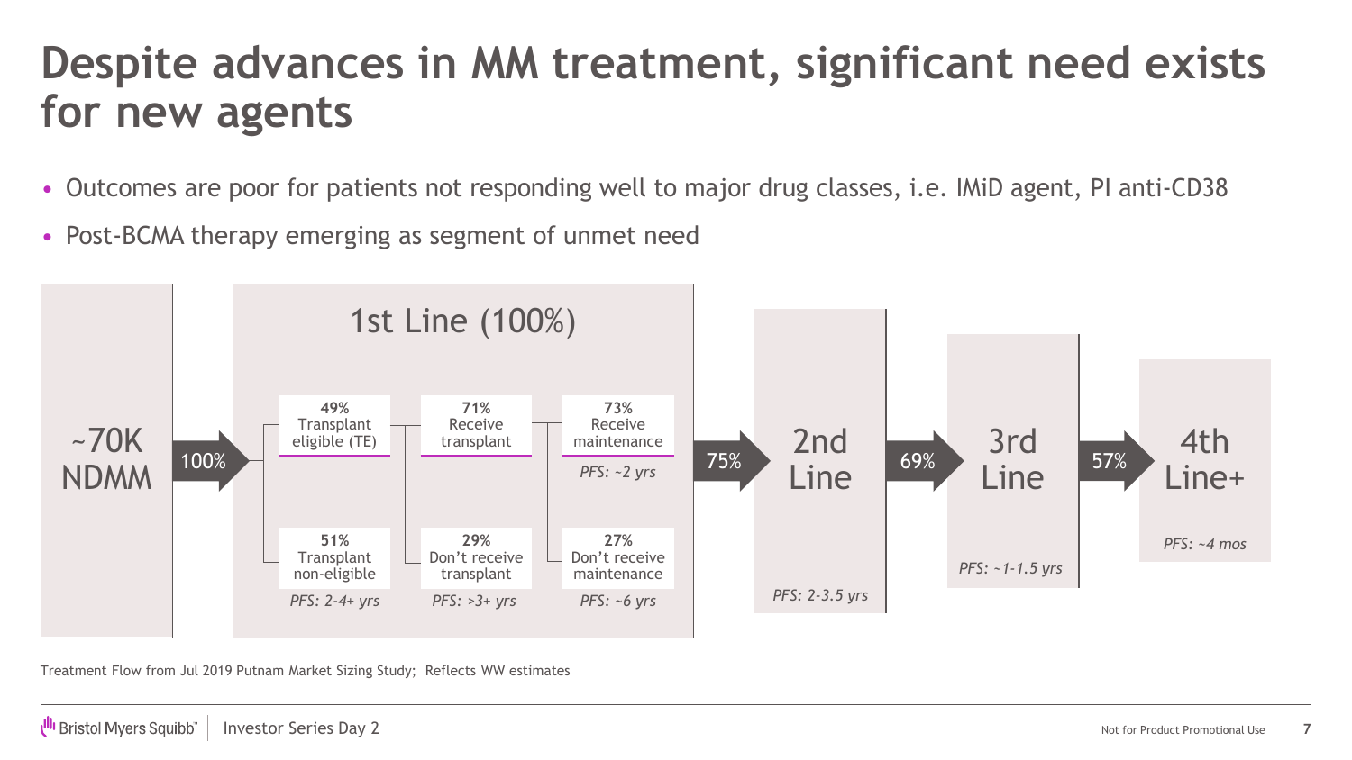# Despite advances in MM treatment, significant need exists for new agents

- Outcomes are poor for patients not responding well to major drug classes, i.e. IMiD agent, PI anti-CD38
- Post-BCMA therapy emerging as segment of unmet need

~70K NDMM → 100% →

**1st Line (100%)**

- **49%** Transplant eligible (TE)
  - **71%** Receive transplant
    - **73%** Receive maintenance — *PFS: ~2 yrs*
    - **27%** Don't receive maintenance — *PFS: ~6 yrs*
  - **29%** Don't receive transplant — *PFS: >3+ yrs*
- **51%** Transplant non-eligible — *PFS: 2-4+ yrs*

→ 75% → **2nd Line** — *PFS: 2-3.5 yrs*

→ 69% → **3rd Line** — *PFS: ~1-1.5 yrs*

→ 57% → **4th Line+** — *PFS: ~4 mos*

Treatment Flow from Jul 2019 Putnam Market Sizing Study; Reflects WW estimates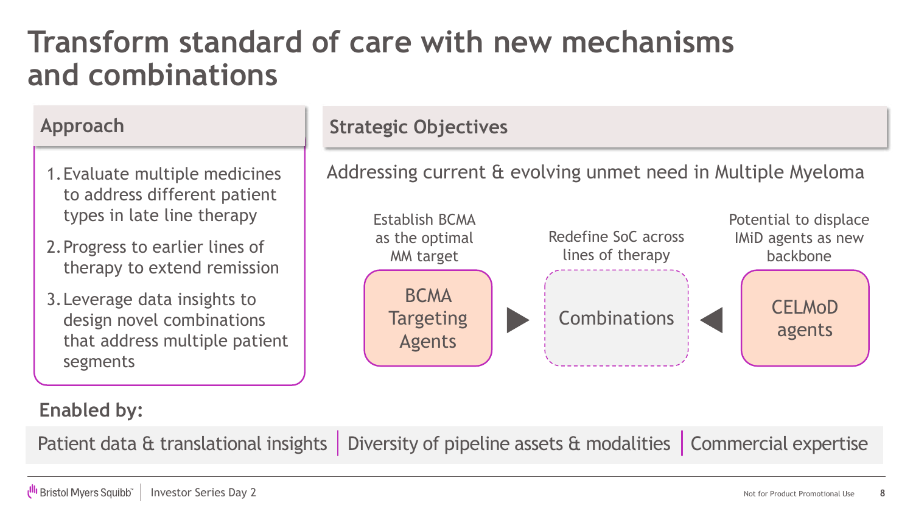# Transform standard of care with new mechanisms and combinations

## Approach

1. Evaluate multiple medicines to address different patient types in late line therapy
2. Progress to earlier lines of therapy to extend remission
3. Leverage data insights to design novel combinations that address multiple patient segments

## Strategic Objectives

Addressing current & evolving unmet need in Multiple Myeloma

Establish BCMA as the optimal MM target

**BCMA Targeting Agents** ▶

Redefine SoC across lines of therapy

**Combinations**

◀ **CELMoD agents**

Potential to displace IMiD agents as new backbone

**Enabled by:**

Patient data & translational insights | Diversity of pipeline assets & modalities | Commercial expertise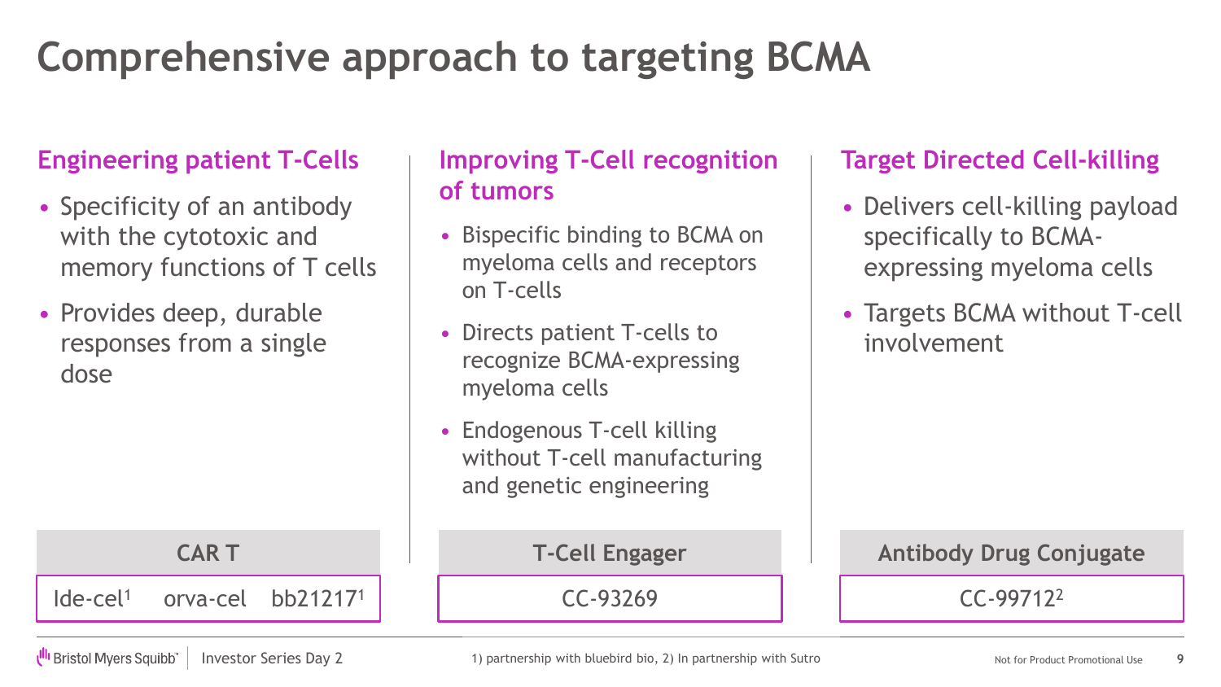# Comprehensive approach to targeting BCMA

## Engineering patient T-Cells

- Specificity of an antibody with the cytotoxic and memory functions of T cells
- Provides deep, durable responses from a single dose

**CAR T**

Ide-cel[1] orva-cel bb21217[1]

## Improving T-Cell recognition of tumors

- Bispecific binding to BCMA on myeloma cells and receptors on T-cells
- Directs patient T-cells to recognize BCMA-expressing myeloma cells
- Endogenous T-cell killing without T-cell manufacturing and genetic engineering

**T-Cell Engager**

CC-93269

## Target Directed Cell-killing

- Delivers cell-killing payload specifically to BCMA-expressing myeloma cells
- Targets BCMA without T-cell involvement

**Antibody Drug Conjugate**

CC-99712[2]

1) partnership with bluebird bio, 2) In partnership with Sutro

Not for Product Promotional Use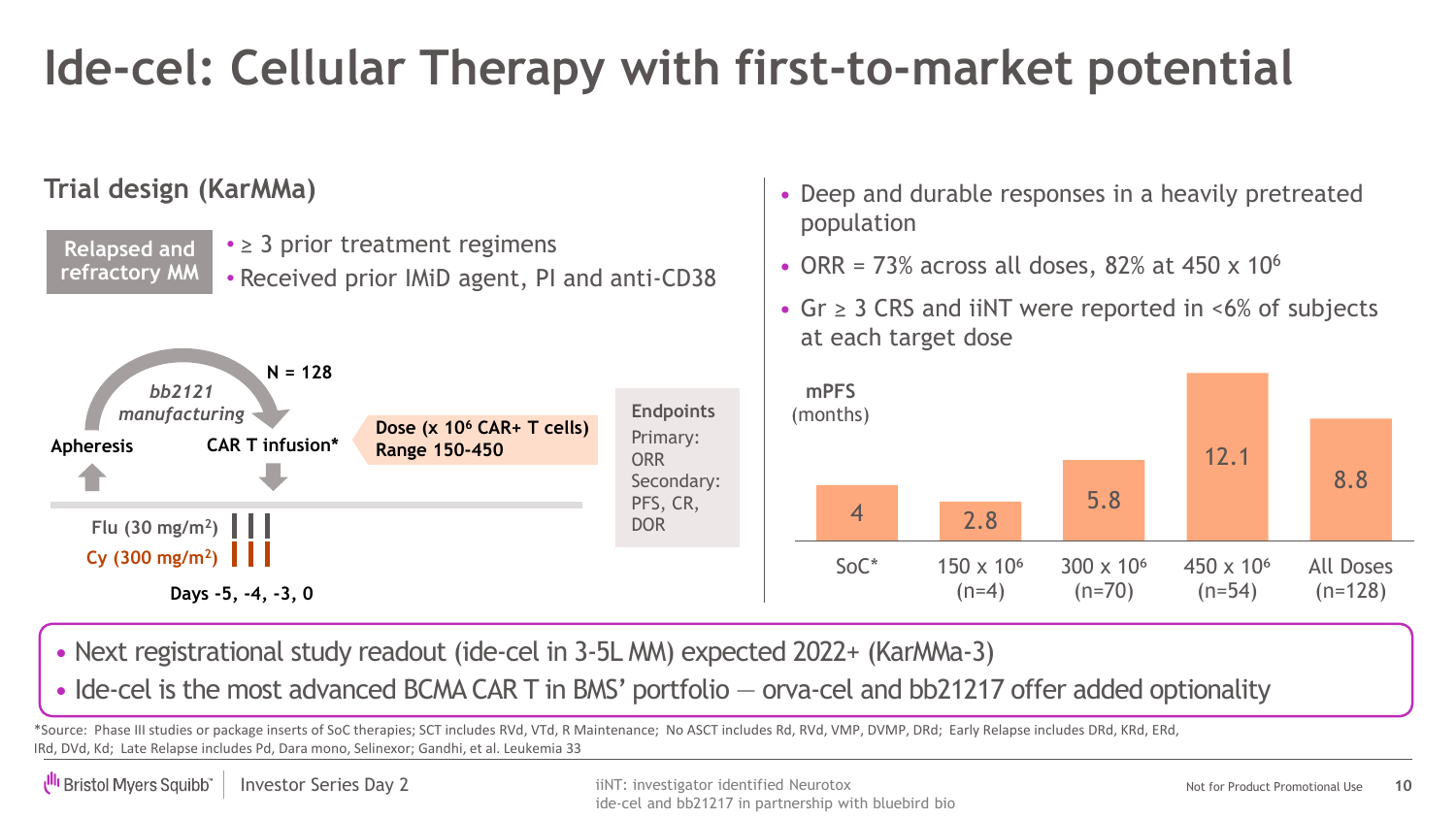# Ide-cel: Cellular Therapy with first-to-market potential

## Trial design (KarMMa)

**Relapsed and refractory MM**

- ≥ 3 prior treatment regimens
- Received prior IMiD agent, PI and anti-CD38

*bb2121 manufacturing*

**N = 128**

**Apheresis** → **CAR T infusion***

**Dose (x $10^6$ CAR+ T cells) Range 150-450**

**Flu (30 mg/m[2])**

**Cy (300 mg/m[2])**

**Days -5, -4, -3, 0**

**Endpoints**

Primary: ORR

Secondary: PFS, CR, DOR

- Deep and durable responses in a heavily pretreated population
- ORR = 73% across all doses, 82% at 450 x $10^6$
- Gr ≥ 3 CRS and iiNT were reported in <6% of subjects at each target dose

**mPFS** (months)

| | mPFS (months) |
|---|---|
| SoC* | 4 |
| 150 x $10^6$ (n=4) | 2.8 |
| 300 x $10^6$ (n=70) | 5.8 |
| 450 x $10^6$ (n=54) | 12.1 |
| All Doses (n=128) | 8.8 |

- Next registrational study readout (ide-cel in 3-5L MM) expected 2022+ (KarMMa-3)
- Ide-cel is the most advanced BCMA CAR T in BMS' portfolio — orva-cel and bb21217 offer added optionality

*Source: Phase III studies or package inserts of SoC therapies; SCT includes RVd, VTd, R Maintenance; No ASCT includes Rd, RVd, VMP, DVMP, DRd; Early Relapse includes DRd, KRd, ERd, IRd, DVd, Kd; Late Relapse includes Pd, Dara mono, Selinexor; Gandhi, et al. Leukemia 33

iiNT: investigator identified Neurotox

ide-cel and bb21217 in partnership with bluebird bio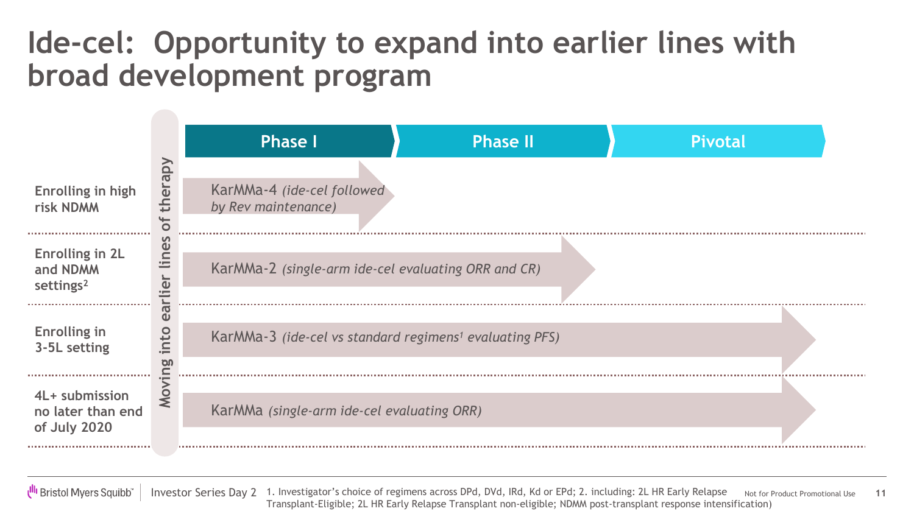# Ide-cel: Opportunity to expand into earlier lines with broad development program

*Moving into earlier lines of therapy*

| | Phase I | Phase II | Pivotal |
|---|---|---|---|
| Enrolling in high risk NDMM | KarMMa-4 *(ide-cel followed by Rev maintenance)* | | |
| Enrolling in 2L and NDMM settings[2] | KarMMa-2 *(single-arm ide-cel evaluating ORR and CR)* | | |
| Enrolling in 3-5L setting | KarMMa-3 *(ide-cel vs standard regimens[1] evaluating PFS)* | | |
| 4L+ submission no later than end of July 2020 | KarMMa *(single-arm ide-cel evaluating ORR)* | | |

1. Investigator's choice of regimens across DPd, DVd, IRd, Kd or EPd; 2. including: 2L HR Early Relapse Transplant-Eligible; 2L HR Early Relapse Transplant non-eligible; NDMM post-transplant response intensification)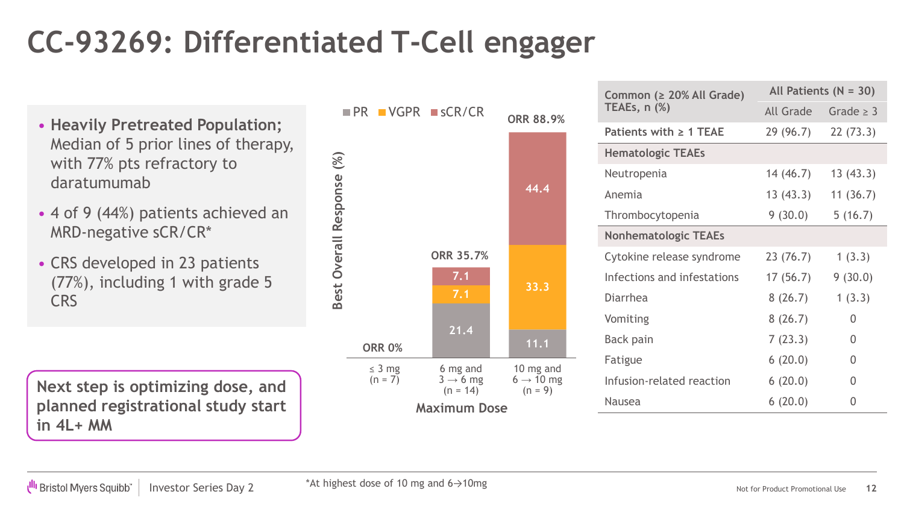# CC-93269: Differentiated T-Cell engager

- **Heavily Pretreated Population;** Median of 5 prior lines of therapy, with 77% pts refractory to daratumumab
- 4 of 9 (44%) patients achieved an MRD-negative sCR/CR*
- CRS developed in 23 patients (77%), including 1 with grade 5 CRS

**Next step is optimizing dose, and planned registrational study start in 4L+ MM**

Best Overall Response (%) by Maximum Dose

| Maximum Dose | PR | VGPR | sCR/CR | ORR |
|---|---|---|---|---|
| ≤ 3 mg (n = 7) | | | | 0% |
| 6 mg and 3 → 6 mg (n = 14) | 21.4 | 7.1 | 7.1 | 35.7% |
| 10 mg and 6 → 10 mg (n = 9) | 11.1 | 33.3 | 44.4 | 88.9% |

| Common (≥ 20% All Grade) TEAEs, n (%) | All Patients (N = 30) | |
|---|---|---|
| | All Grade | Grade ≥ 3 |
| **Patients with ≥ 1 TEAE** | 29 (96.7) | 22 (73.3) |
| **Hematologic TEAEs** | | |
| Neutropenia | 14 (46.7) | 13 (43.3) |
| Anemia | 13 (43.3) | 11 (36.7) |
| Thrombocytopenia | 9 (30.0) | 5 (16.7) |
| **Nonhematologic TEAEs** | | |
| Cytokine release syndrome | 23 (76.7) | 1 (3.3) |
| Infections and infestations | 17 (56.7) | 9 (30.0) |
| Diarrhea | 8 (26.7) | 1 (3.3) |
| Vomiting | 8 (26.7) | 0 |
| Back pain | 7 (23.3) | 0 |
| Fatigue | 6 (20.0) | 0 |
| Infusion-related reaction | 6 (20.0) | 0 |
| Nausea | 6 (20.0) | 0 |

*At highest dose of 10 mg and 6→10mg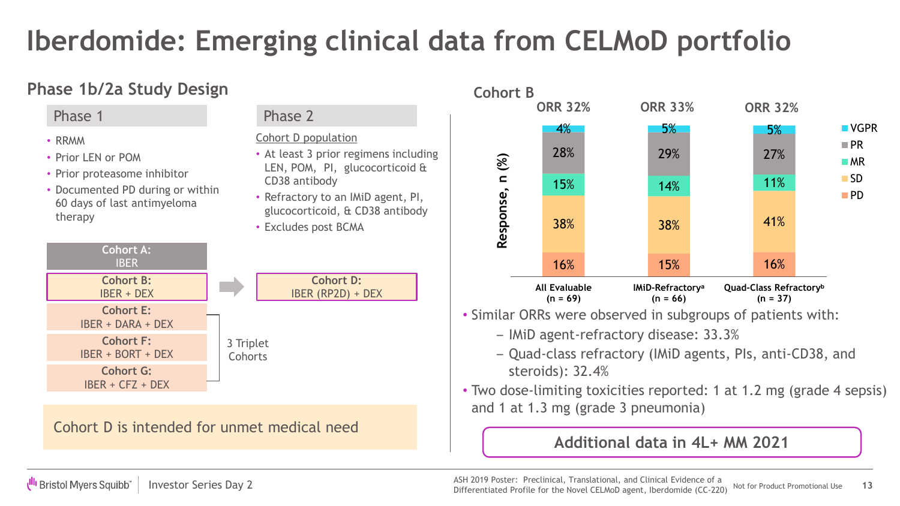# Iberdomide: Emerging clinical data from CELMoD portfolio

## Phase 1b/2a Study Design

### Phase 1

- RRMM
- Prior LEN or POM
- Prior proteasome inhibitor
- Documented PD during or within 60 days of last antimyeloma therapy

### Phase 2

Cohort D population

- At least 3 prior regimens including LEN, POM, PI, glucocorticoid & CD38 antibody
- Refractory to an IMiD agent, PI, glucocorticoid, & CD38 antibody
- Excludes post BCMA

**Cohort A:** IBER

**Cohort B:** IBER + DEX → **Cohort D:** IBER (RP2D) + DEX

3 Triplet Cohorts:

- **Cohort E:** IBER + DARA + DEX
- **Cohort F:** IBER + BORT + DEX
- **Cohort G:** IBER + CFZ + DEX

Cohort D is intended for unmet medical need

## Cohort B

Response, n (%)

| Response | All Evaluable (n = 69) | IMiD-Refractory[a] (n = 66) | Quad-Class Refractory[b] (n = 37) |
|---|---|---|---|
| ORR | 32% | 33% | 32% |
| VGPR | 4% | 5% | 5% |
| PR | 28% | 29% | 27% |
| MR | 15% | 14% | 11% |
| SD | 38% | 38% | 41% |
| PD | 16% | 15% | 16% |

- Similar ORRs were observed in subgroups of patients with:
  - IMiD agent-refractory disease: 33.3%
  - Quad-class refractory (IMiD agents, PIs, anti-CD38, and steroids): 32.4%
- Two dose-limiting toxicities reported: 1 at 1.2 mg (grade 4 sepsis) and 1 at 1.3 mg (grade 3 pneumonia)

**Additional data in 4L+ MM 2021**

ASH 2019 Poster: Preclinical, Translational, and Clinical Evidence of a Differentiated Profile for the Novel CELMoD agent, Iberdomide (CC-220)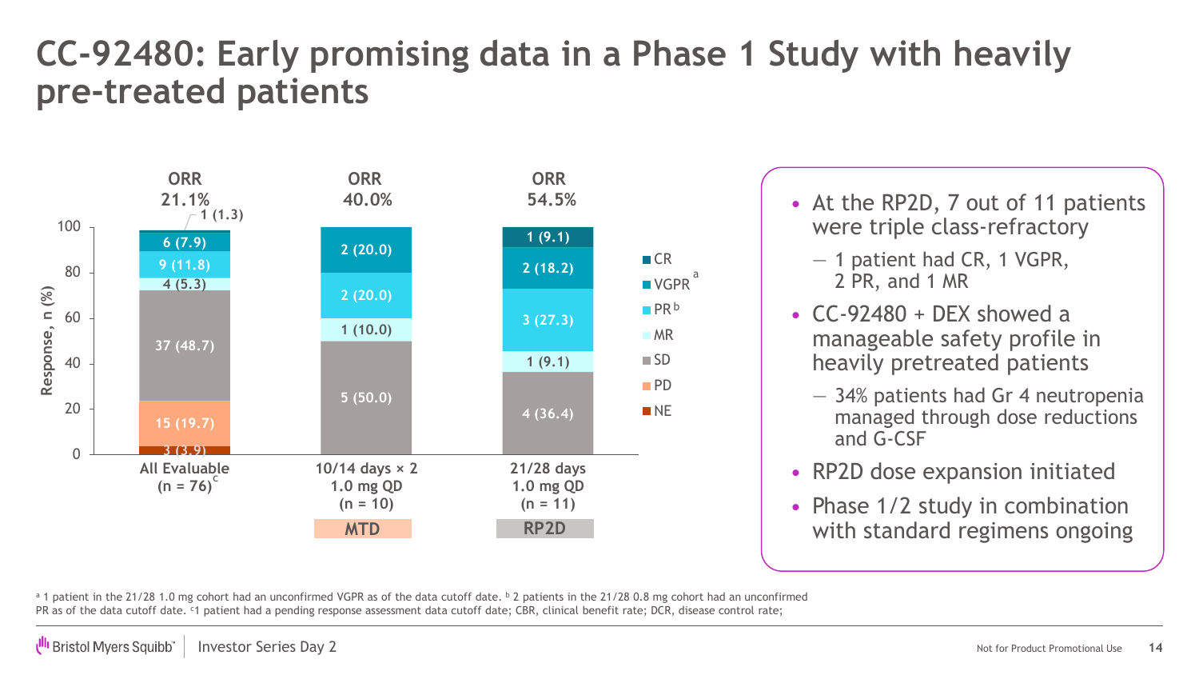# CC-92480: Early promising data in a Phase 1 Study with heavily pre-treated patients

| Response, n (%) | All Evaluable (n = 76)[c] | 10/14 days × 2 1.0 mg QD (n = 10) MTD | 21/28 days 1.0 mg QD (n = 11) RP2D |
|---|---|---|---|
| ORR | 21.1% | 40.0% | 54.5% |
| CR | 1 (1.3) | | 1 (9.1) |
| VGPR[a] | 6 (7.9) | 2 (20.0) | 2 (18.2) |
| PR[b] | 9 (11.8) | 2 (20.0) | 3 (27.3) |
| MR | 4 (5.3) | 1 (10.0) | 1 (9.1) |
| SD | 37 (48.7) | 5 (50.0) | 4 (36.4) |
| PD | 15 (19.7) | | |
| NE | 3 (3.9) | | |

- At the RP2D, 7 out of 11 patients were triple class-refractory
  - 1 patient had CR, 1 VGPR, 2 PR, and 1 MR
- CC-92480 + DEX showed a manageable safety profile in heavily pretreated patients
  - 34% patients had Gr 4 neutropenia managed through dose reductions and G-CSF
- RP2D dose expansion initiated
- Phase 1/2 study in combination with standard regimens ongoing

[a] 1 patient in the 21/28 1.0 mg cohort had an unconfirmed VGPR as of the data cutoff date. [b] 2 patients in the 21/28 0.8 mg cohort had an unconfirmed PR as of the data cutoff date. [c]1 patient had a pending response assessment data cutoff date; CBR, clinical benefit rate; DCR, disease control rate;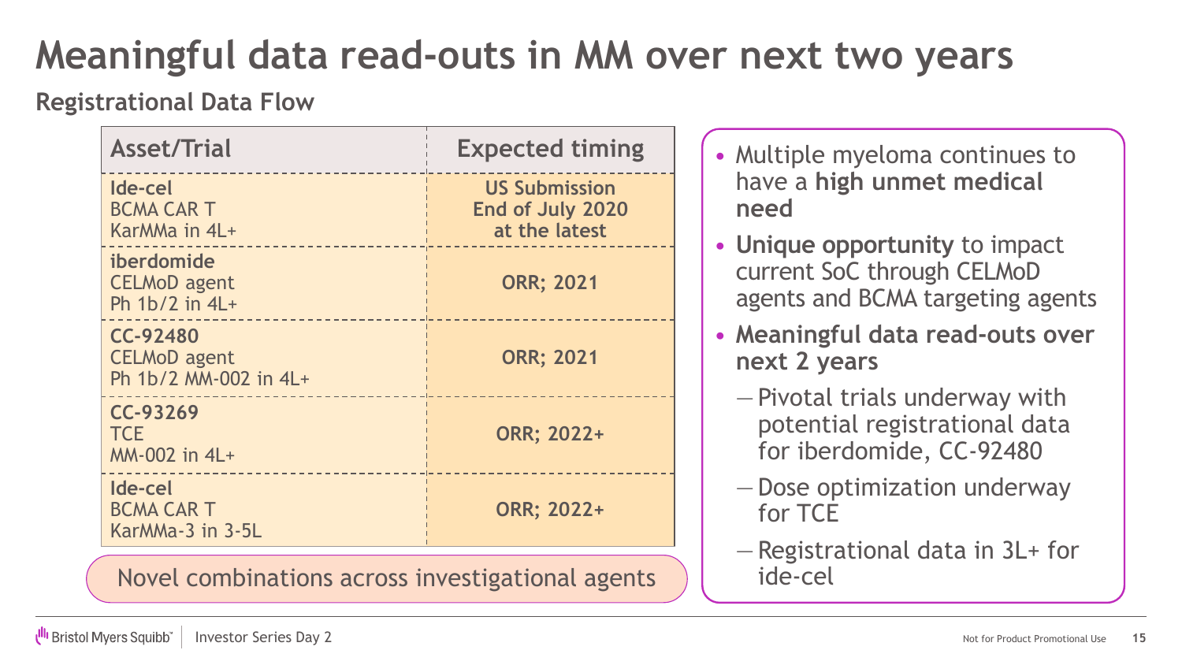# Meaningful data read-outs in MM over next two years

## Registrational Data Flow

| Asset/Trial | Expected timing |
| --- | --- |
| **Ide-cel**<br>BCMA CAR T<br>KarMMa in 4L+ | **US Submission End of July 2020 at the latest** |
| **iberdomide**<br>CELMoD agent<br>Ph 1b/2 in 4L+ | **ORR; 2021** |
| **CC-92480**<br>CELMoD agent<br>Ph 1b/2 MM-002 in 4L+ | **ORR; 2021** |
| **CC-93269**<br>TCE<br>MM-002 in 4L+ | **ORR; 2022+** |
| **Ide-cel**<br>BCMA CAR T<br>KarMMa-3 in 3-5L | **ORR; 2022+** |

Novel combinations across investigational agents

- Multiple myeloma continues to have a **high unmet medical need**
- **Unique opportunity** to impact current SoC through CELMoD agents and BCMA targeting agents
- **Meaningful data read-outs over next 2 years**
  - Pivotal trials underway with potential registrational data for iberdomide, CC-92480
  - Dose optimization underway for TCE
  - Registrational data in 3L+ for ide-cel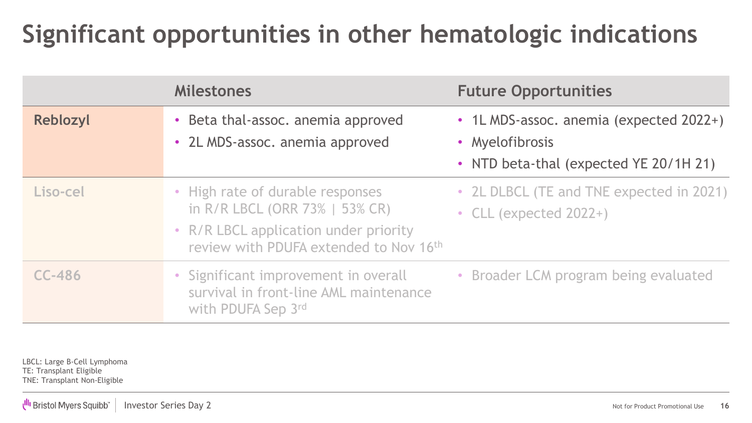# Significant opportunities in other hematologic indications

| | Milestones | Future Opportunities |
| --- | --- | --- |
| **Reblozyl** | • Beta thal-assoc. anemia approved<br>• 2L MDS-assoc. anemia approved | • 1L MDS-assoc. anemia (expected 2022+)<br>• Myelofibrosis<br>• NTD beta-thal (expected YE 20/1H 21) |
| **Liso-cel** | • High rate of durable responses in R/R LBCL (ORR 73% \| 53% CR)<br>• R/R LBCL application under priority review with PDUFA extended to Nov 16th | • 2L DLBCL (TE and TNE expected in 2021)<br>• CLL (expected 2022+) |
| **CC-486** | • Significant improvement in overall survival in front-line AML maintenance with PDUFA Sep 3rd | • Broader LCM program being evaluated |

LBCL: Large B-Cell Lymphoma
TE: Transplant Eligible
TNE: Transplant Non-Eligible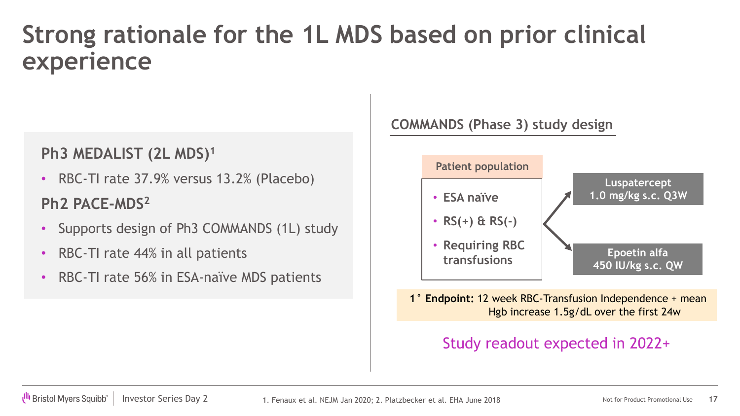# Strong rationale for the 1L MDS based on prior clinical experience

### Ph3 MEDALIST (2L MDS)[1]

- RBC-TI rate 37.9% versus 13.2% (Placebo)

### Ph2 PACE-MDS[2]

- Supports design of Ph3 COMMANDS (1L) study
- RBC-TI rate 44% in all patients
- RBC-TI rate 56% in ESA-naïve MDS patients

## COMMANDS (Phase 3) study design

**Patient population**

- **ESA naïve**
- **RS(+) & RS(-)**
- **Requiring RBC transfusions**

→ **Luspatercept 1.0 mg/kg s.c. Q3W**

→ **Epoetin alfa 450 IU/kg s.c. QW**

**1° Endpoint:** 12 week RBC-Transfusion Independence + mean Hgb increase 1.5g/dL over the first 24w

Study readout expected in 2022+

1. Fenaux et al. NEJM Jan 2020; 2. Platzbecker et al. EHA June 2018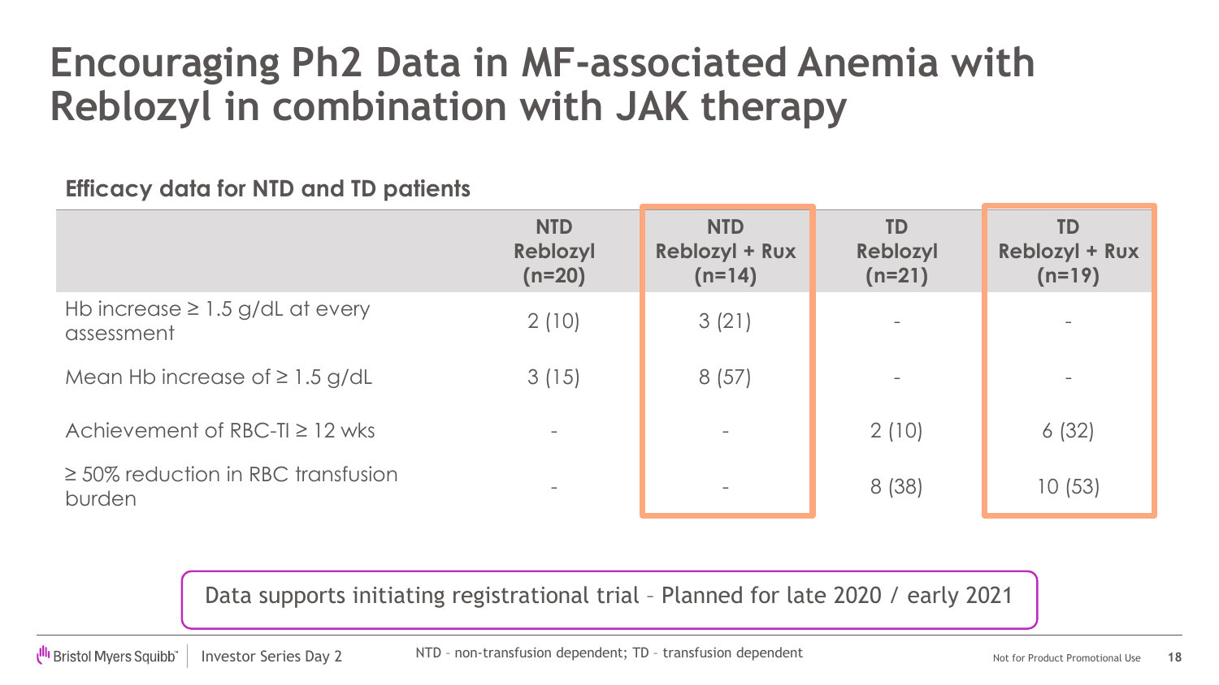# Encouraging Ph2 Data in MF-associated Anemia with Reblozyl in combination with JAK therapy

**Efficacy data for NTD and TD patients**

| | **NTD Reblozyl (n=20)** | **NTD Reblozyl + Rux (n=14)** | **TD Reblozyl (n=21)** | **TD Reblozyl + Rux (n=19)** |
|---|---|---|---|---|
| Hb increase ≥ 1.5 g/dL at every assessment | 2 (10) | 3 (21) | - | - |
| Mean Hb increase of ≥ 1.5 g/dL | 3 (15) | 8 (57) | - | - |
| Achievement of RBC-TI ≥ 12 wks | - | - | 2 (10) | 6 (32) |
| ≥ 50% reduction in RBC transfusion burden | - | - | 8 (38) | 10 (53) |

Data supports initiating registrational trial – Planned for late 2020 / early 2021

NTD – non-transfusion dependent; TD – transfusion dependent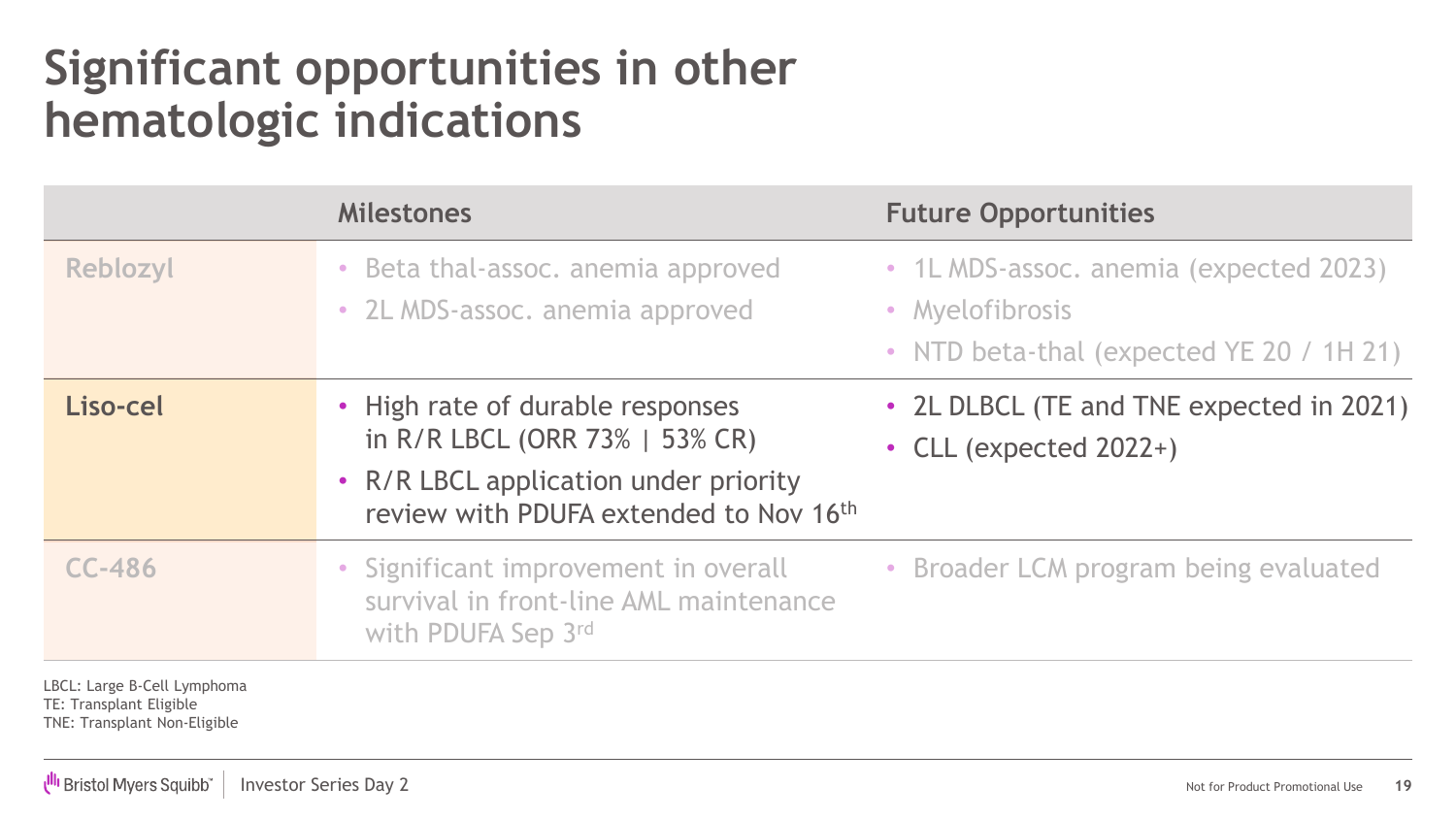# Significant opportunities in other hematologic indications

| | Milestones | Future Opportunities |
|---|---|---|
| Reblozyl | • Beta thal-assoc. anemia approved<br>• 2L MDS-assoc. anemia approved | • 1L MDS-assoc. anemia (expected 2023)<br>• Myelofibrosis<br>• NTD beta-thal (expected YE 20 / 1H 21) |
| **Liso-cel** | • High rate of durable responses in R/R LBCL (ORR 73% \| 53% CR)<br>• R/R LBCL application under priority review with PDUFA extended to Nov 16th | • 2L DLBCL (TE and TNE expected in 2021)<br>• CLL (expected 2022+) |
| CC-486 | • Significant improvement in overall survival in front-line AML maintenance with PDUFA Sep 3rd | • Broader LCM program being evaluated |

LBCL: Large B-Cell Lymphoma
TE: Transplant Eligible
TNE: Transplant Non-Eligible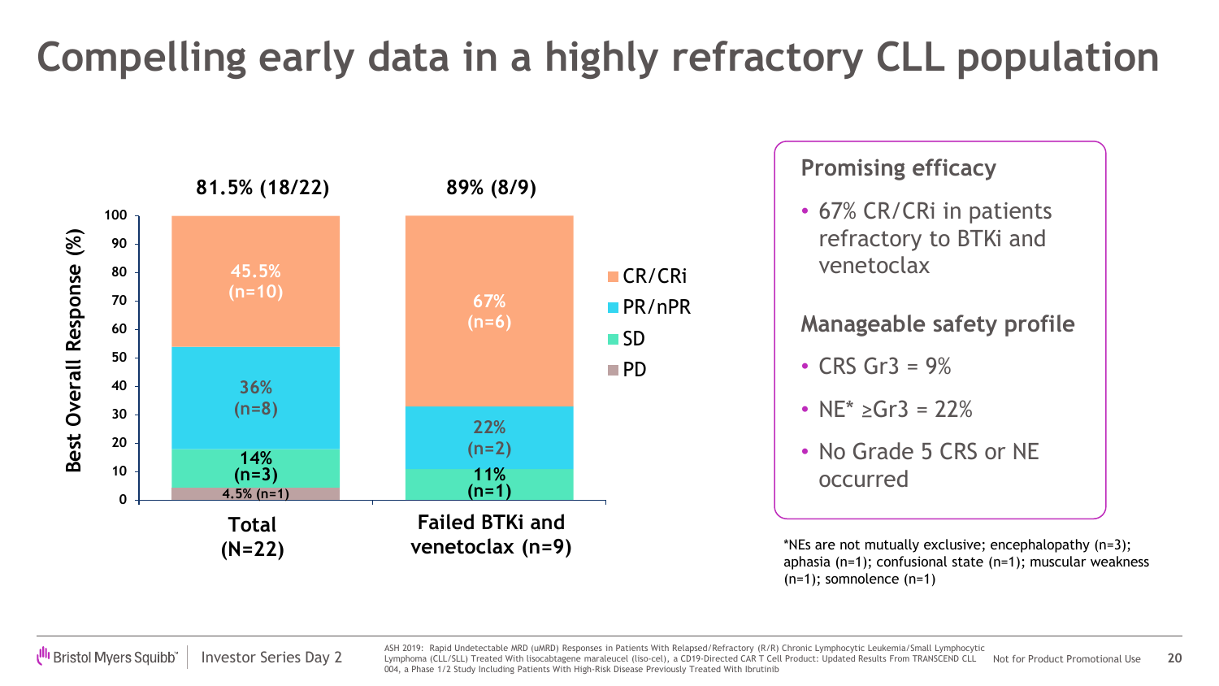# Compelling early data in a highly refractory CLL population

| Best Overall Response (%) | Total (N=22) | Failed BTKi and venetoclax (n=9) |
| --- | --- | --- |
| Overall | 81.5% (18/22) | 89% (8/9) |
| CR/CRi | 45.5% (n=10) | 67% (n=6) |
| PR/nPR | 36% (n=8) | 22% (n=2) |
| SD | 14% (n=3) | 11% (n=1) |
| PD | 4.5% (n=1) | |

## Promising efficacy

- 67% CR/CRi in patients refractory to BTKi and venetoclax

## Manageable safety profile

- CRS Gr3 = 9%
- NE* ≥Gr3 = 22%
- No Grade 5 CRS or NE occurred

*NEs are not mutually exclusive; encephalopathy (n=3); aphasia (n=1); confusional state (n=1); muscular weakness (n=1); somnolence (n=1)

ASH 2019: Rapid Undetectable MRD (uMRD) Responses in Patients With Relapsed/Refractory (R/R) Chronic Lymphocytic Leukemia/Small Lymphocytic Lymphoma (CLL/SLL) Treated With lisocabtagene maraleucel (liso-cel), a CD19-Directed CAR T Cell Product: Updated Results From TRANSCEND CLL 004, a Phase 1/2 Study Including Patients With High-Risk Disease Previously Treated With Ibrutinib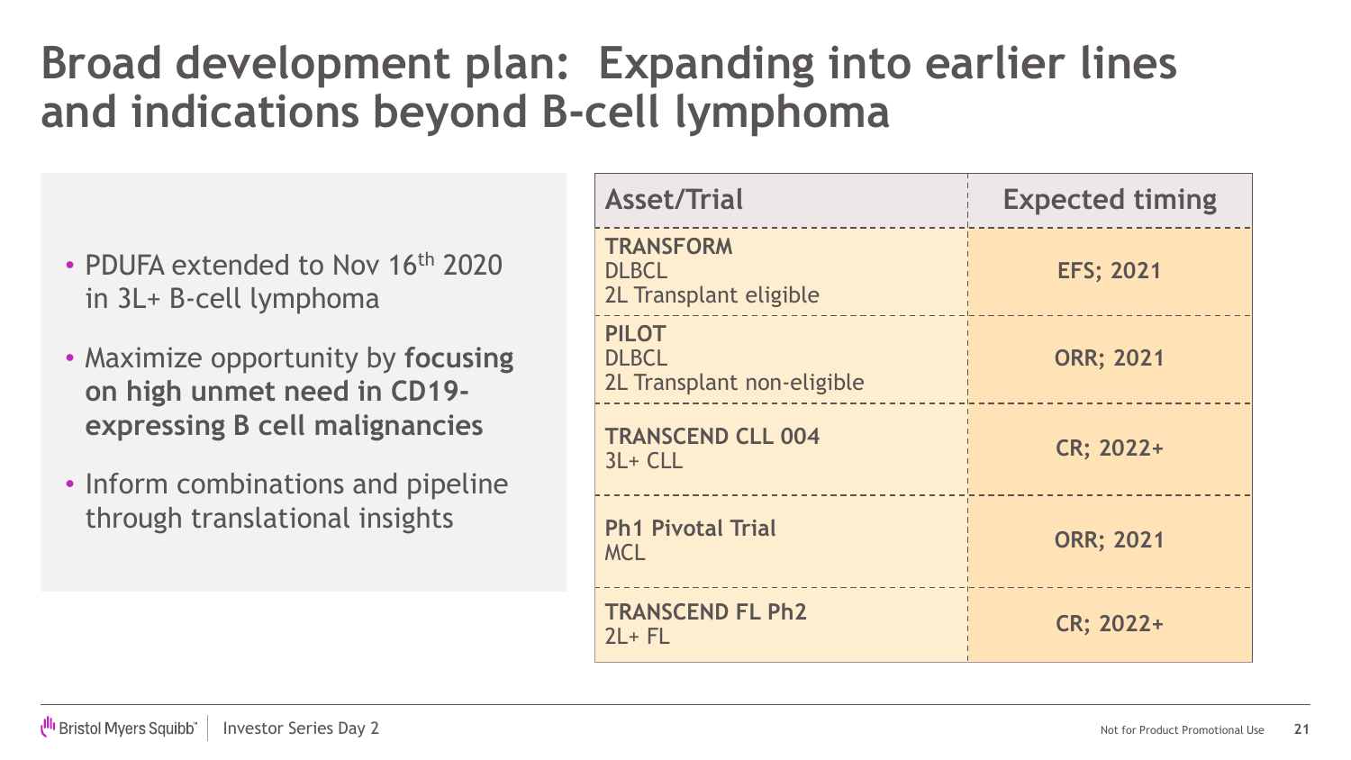# Broad development plan: Expanding into earlier lines and indications beyond B-cell lymphoma

- PDUFA extended to Nov 16th 2020 in 3L+ B-cell lymphoma
- Maximize opportunity by **focusing on high unmet need in CD19-expressing B cell malignancies**
- Inform combinations and pipeline through translational insights

| Asset/Trial | Expected timing |
| --- | --- |
| **TRANSFORM**<br>DLBCL<br>2L Transplant eligible | **EFS; 2021** |
| **PILOT**<br>DLBCL<br>2L Transplant non-eligible | **ORR; 2021** |
| **TRANSCEND CLL 004**<br>3L+ CLL | **CR; 2022+** |
| **Ph1 Pivotal Trial**<br>MCL | **ORR; 2021** |
| **TRANSCEND FL Ph2**<br>2L+ FL | **CR; 2022+** |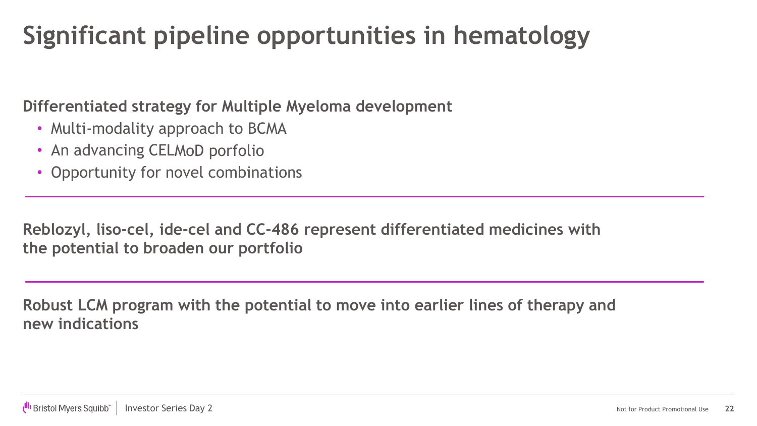# Significant pipeline opportunities in hematology

**Differentiated strategy for Multiple Myeloma development**

- Multi-modality approach to BCMA
- An advancing CELMoD porfolio
- Opportunity for novel combinations

---

**Reblozyl, liso-cel, ide-cel and CC-486 represent differentiated medicines with the potential to broaden our portfolio**

---

**Robust LCM program with the potential to move into earlier lines of therapy and new indications**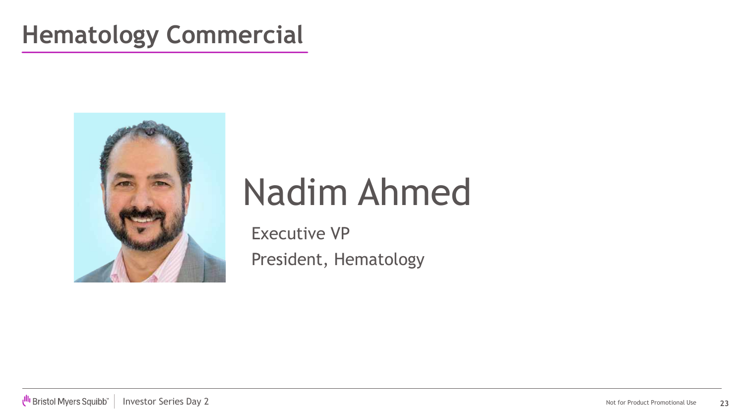# Hematology Commercial

## Nadim Ahmed

Executive VP

President, Hematology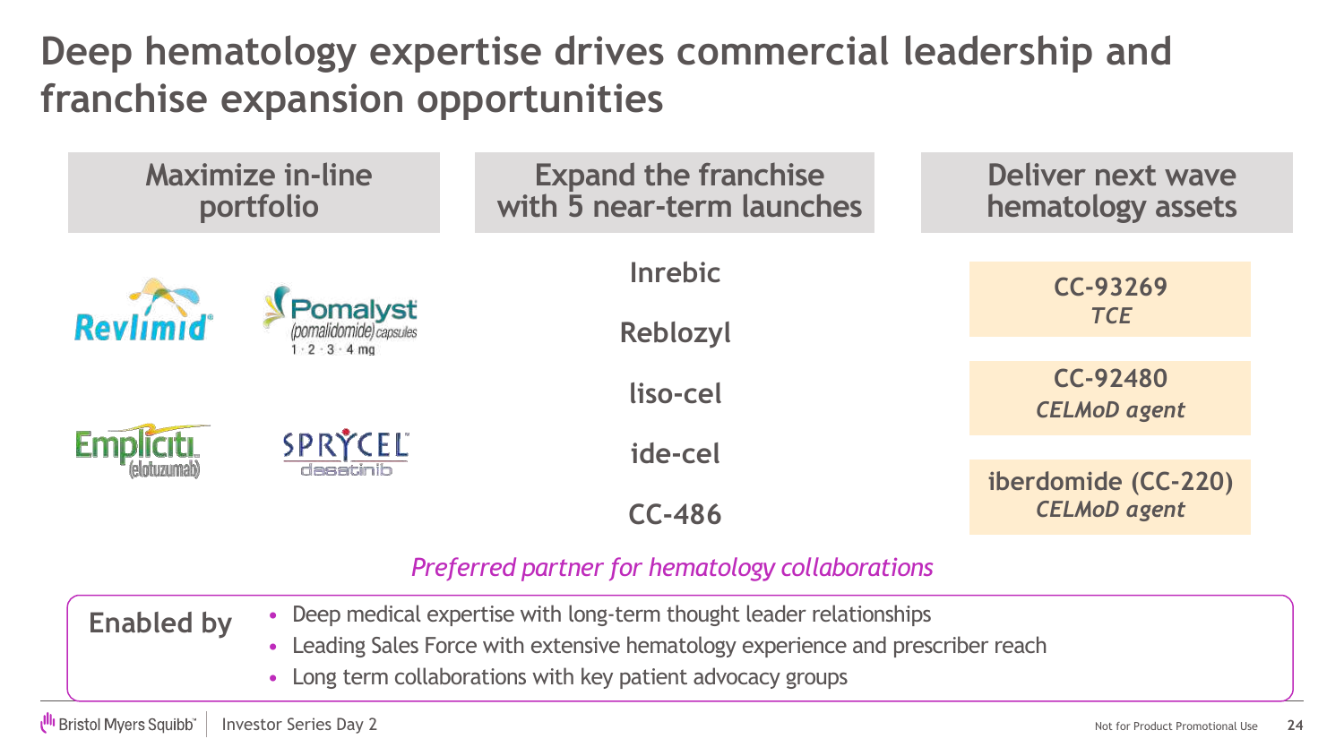# Deep hematology expertise drives commercial leadership and franchise expansion opportunities

| Maximize in-line portfolio | Expand the franchise with 5 near-term launches | Deliver next wave hematology assets |
|---|---|---|
| Revlimid | Inrebic | CC-93269 *TCE* |
| Pomalyst (pomalidomide) capsules 1 · 2 · 3 · 4 mg | Reblozyl | CC-92480 *CELMoD agent* |
| Empliciti (elotuzumab) | liso-cel | iberdomide (CC-220) *CELMoD agent* |
| SPRYCEL dasatinib | ide-cel | |
| | CC-486 | |

*Preferred partner for hematology collaborations*

**Enabled by**

- Deep medical expertise with long-term thought leader relationships
- Leading Sales Force with extensive hematology experience and prescriber reach
- Long term collaborations with key patient advocacy groups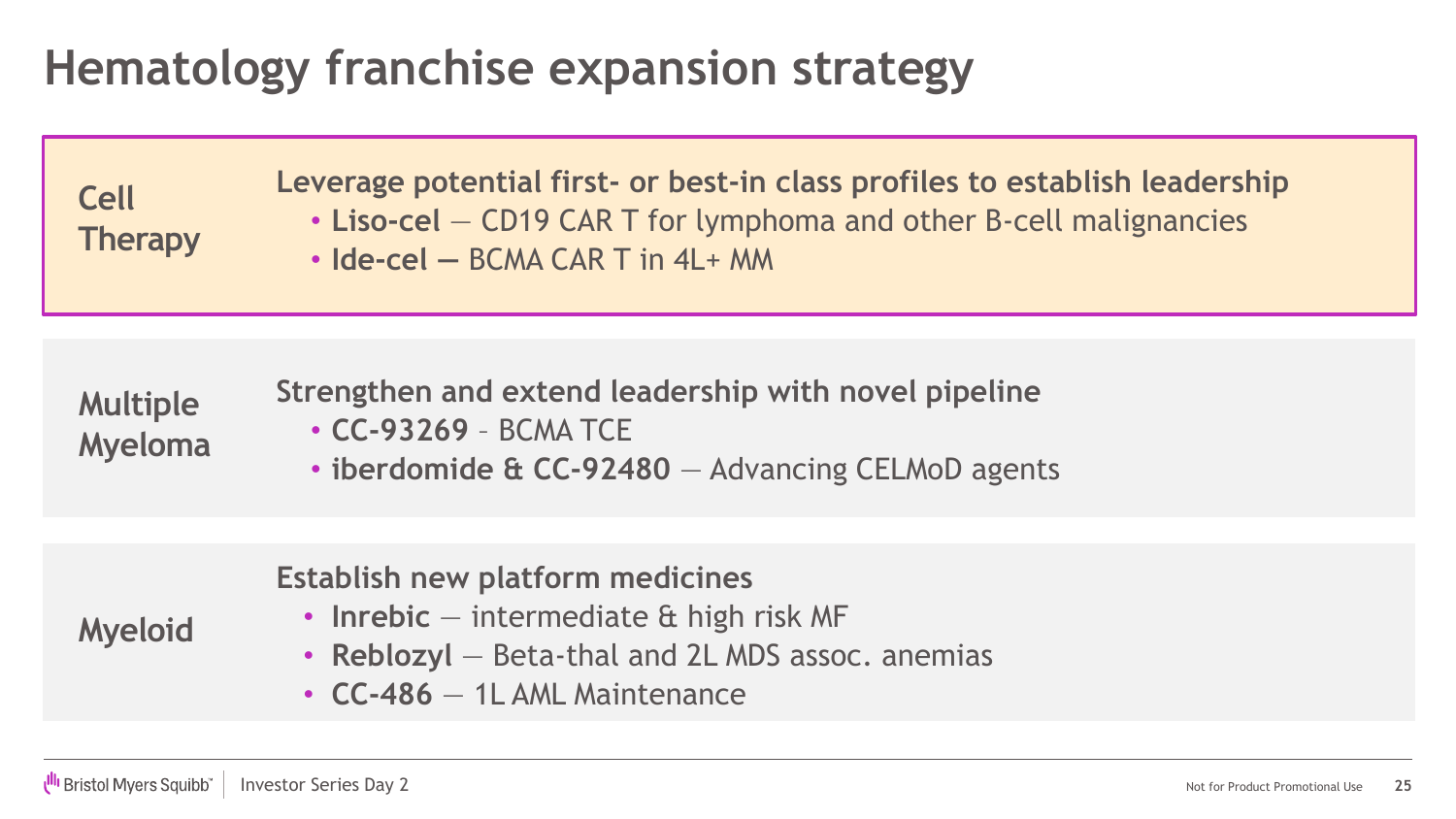# Hematology franchise expansion strategy

## Cell Therapy

**Leverage potential first- or best-in class profiles to establish leadership**

- **Liso-cel** — CD19 CAR T for lymphoma and other B-cell malignancies
- **Ide-cel —** BCMA CAR T in 4L+ MM

## Multiple Myeloma

**Strengthen and extend leadership with novel pipeline**

- **CC-93269** - BCMA TCE
- **iberdomide & CC-92480** — Advancing CELMoD agents

## Myeloid

**Establish new platform medicines**

- **Inrebic** — intermediate & high risk MF
- **Reblozyl** — Beta-thal and 2L MDS assoc. anemias
- **CC-486** — 1L AML Maintenance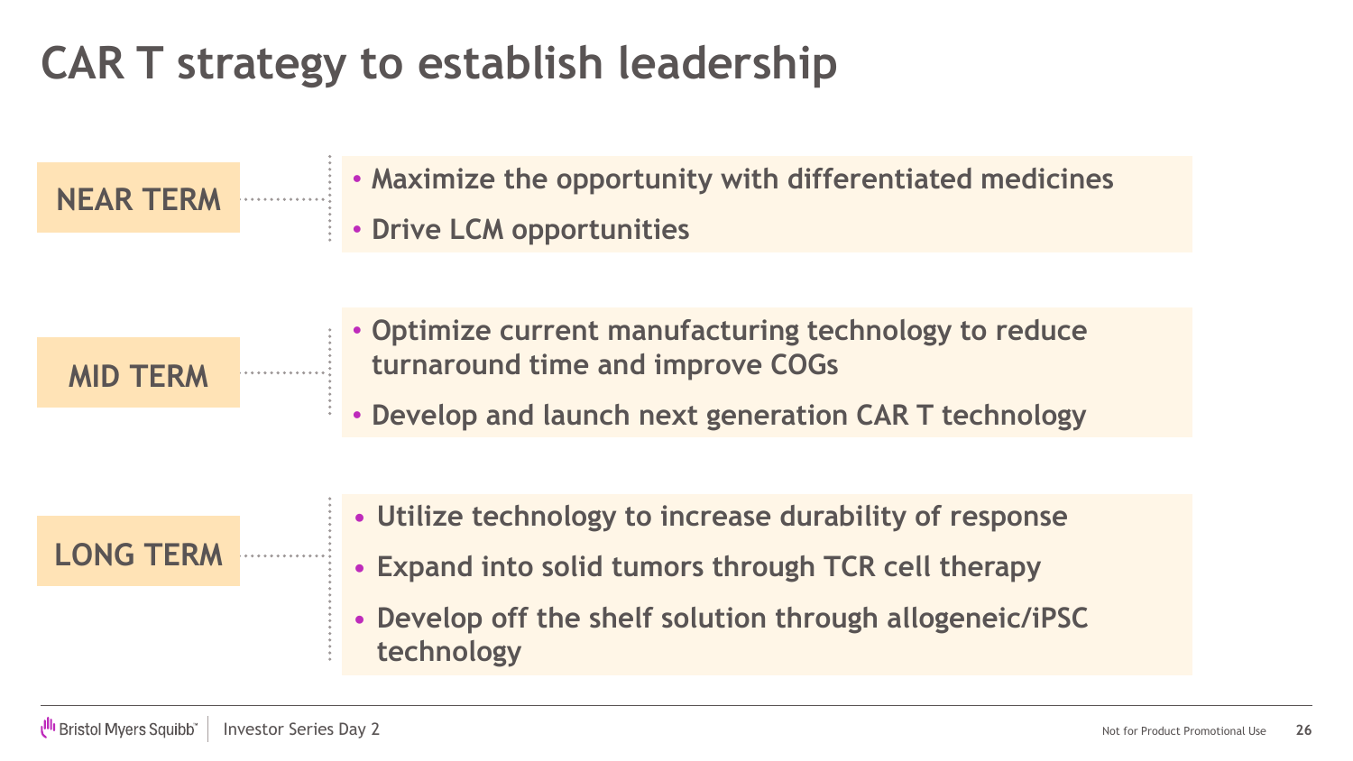# CAR T strategy to establish leadership

## NEAR TERM

- Maximize the opportunity with differentiated medicines
- Drive LCM opportunities

## MID TERM

- Optimize current manufacturing technology to reduce turnaround time and improve COGs
- Develop and launch next generation CAR T technology

## LONG TERM

- Utilize technology to increase durability of response
- Expand into solid tumors through TCR cell therapy
- Develop off the shelf solution through allogeneic/iPSC technology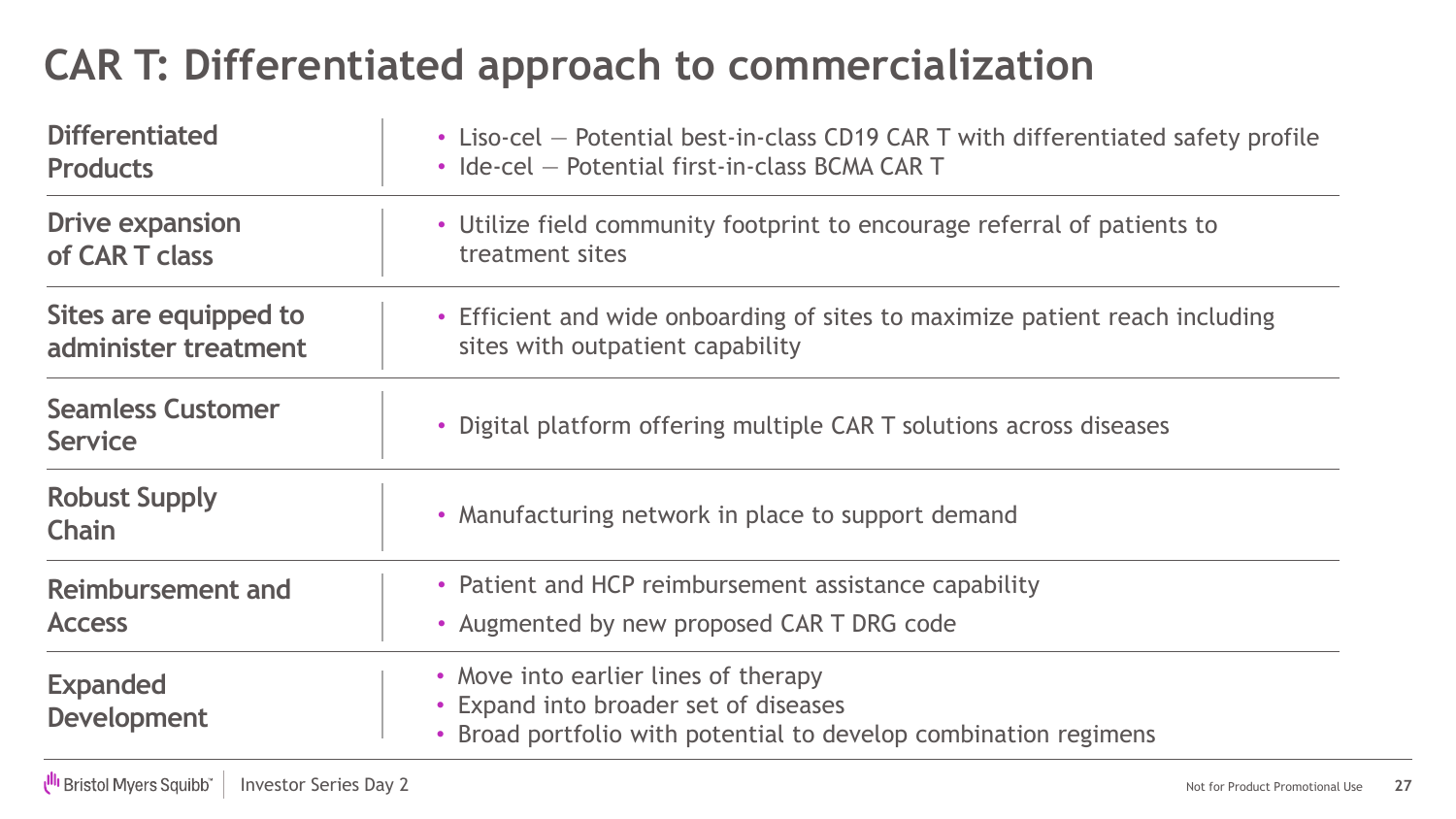# CAR T: Differentiated approach to commercialization

| | |
|---|---|
| **Differentiated Products** | • Liso-cel — Potential best-in-class CD19 CAR T with differentiated safety profile<br>• Ide-cel — Potential first-in-class BCMA CAR T |
| **Drive expansion of CAR T class** | • Utilize field community footprint to encourage referral of patients to treatment sites |
| **Sites are equipped to administer treatment** | • Efficient and wide onboarding of sites to maximize patient reach including sites with outpatient capability |
| **Seamless Customer Service** | • Digital platform offering multiple CAR T solutions across diseases |
| **Robust Supply Chain** | • Manufacturing network in place to support demand |
| **Reimbursement and Access** | • Patient and HCP reimbursement assistance capability<br>• Augmented by new proposed CAR T DRG code |
| **Expanded Development** | • Move into earlier lines of therapy<br>• Expand into broader set of diseases<br>• Broad portfolio with potential to develop combination regimens |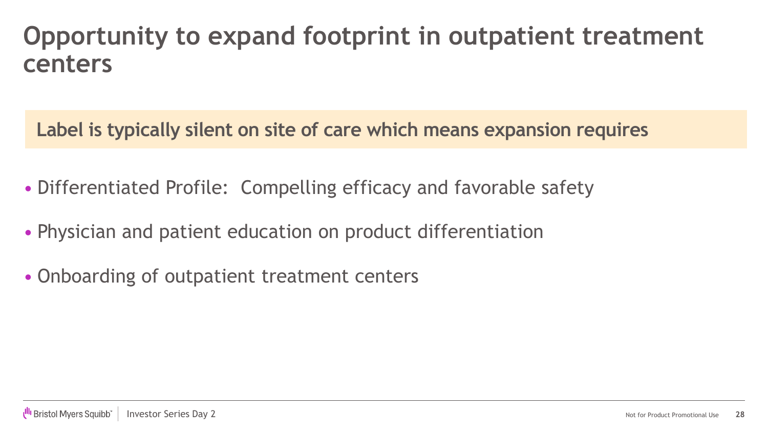# Opportunity to expand footprint in outpatient treatment centers

**Label is typically silent on site of care which means expansion requires**

- Differentiated Profile: Compelling efficacy and favorable safety
- Physician and patient education on product differentiation
- Onboarding of outpatient treatment centers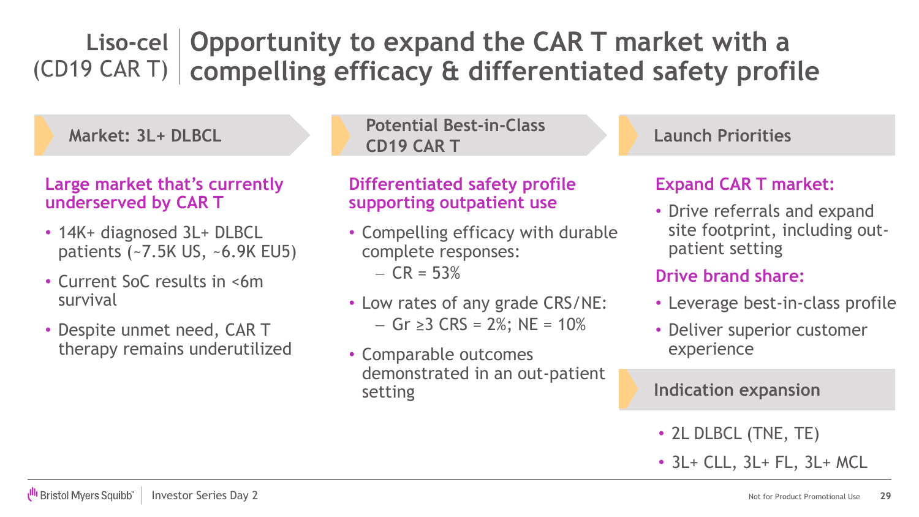# Liso-cel (CD19 CAR T) | Opportunity to expand the CAR T market with a compelling efficacy & differentiated safety profile

## Market: 3L+ DLBCL

**Large market that's currently underserved by CAR T**

- 14K+ diagnosed 3L+ DLBCL patients (~7.5K US, ~6.9K EU5)
- Current SoC results in <6m survival
- Despite unmet need, CAR T therapy remains underutilized

## Potential Best-in-Class CD19 CAR T

**Differentiated safety profile supporting outpatient use**

- Compelling efficacy with durable complete responses:
  - CR = 53%
- Low rates of any grade CRS/NE:
  - Gr ≥3 CRS = 2%; NE = 10%
- Comparable outcomes demonstrated in an out-patient setting

## Launch Priorities

**Expand CAR T market:**

- Drive referrals and expand site footprint, including out-patient setting

**Drive brand share:**

- Leverage best-in-class profile
- Deliver superior customer experience

## Indication expansion

- 2L DLBCL (TNE, TE)
- 3L+ CLL, 3L+ FL, 3L+ MCL

Not for Product Promotional Use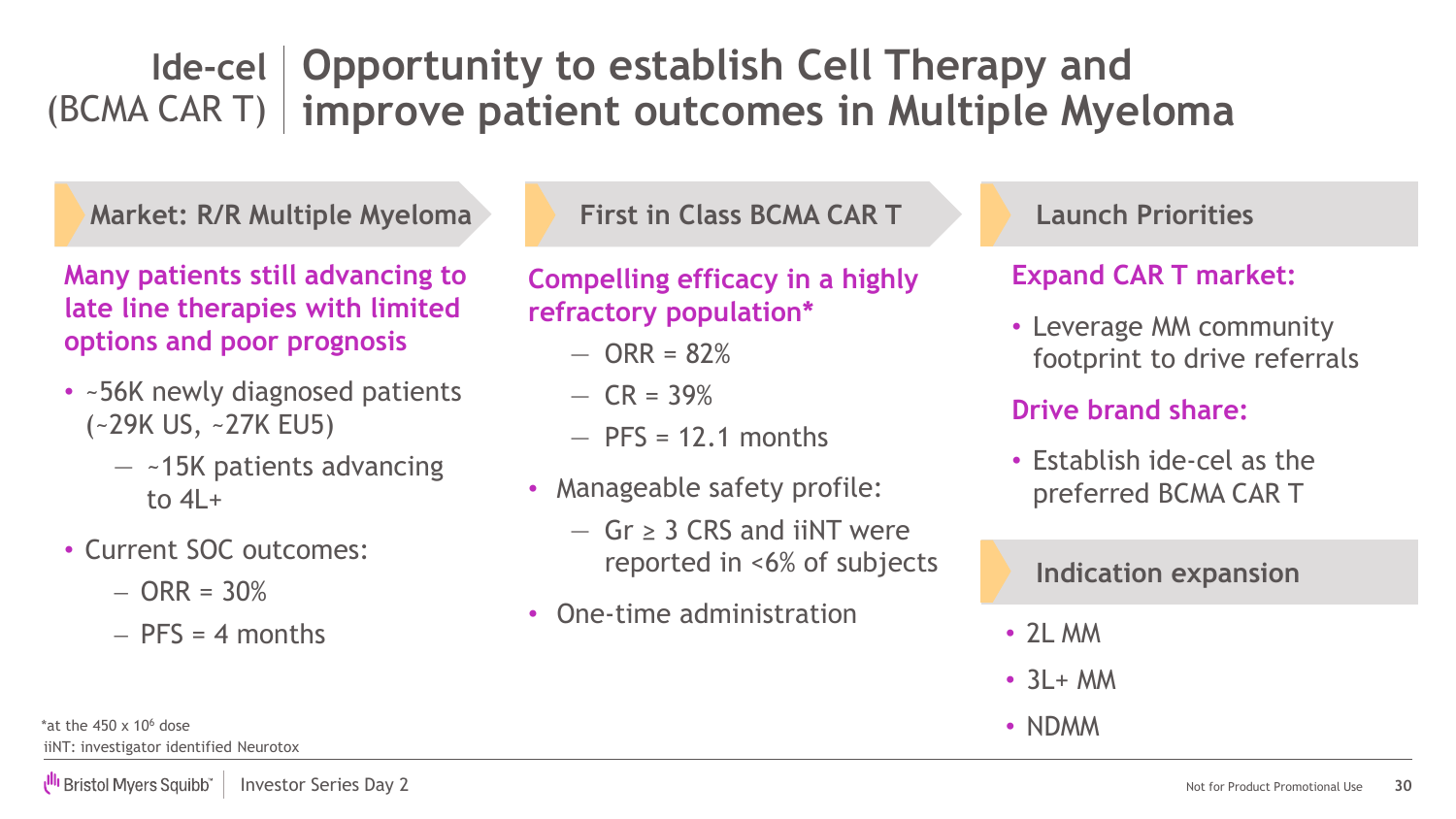# Ide-cel (BCMA CAR T) | Opportunity to establish Cell Therapy and improve patient outcomes in Multiple Myeloma

## Market: R/R Multiple Myeloma

**Many patients still advancing to late line therapies with limited options and poor prognosis**

- ~56K newly diagnosed patients (~29K US, ~27K EU5)
  - ~15K patients advancing to 4L+
- Current SOC outcomes:
  - ORR = 30%
  - PFS = 4 months

## First in Class BCMA CAR T

**Compelling efficacy in a highly refractory population***

- ORR = 82%
- CR = 39%
- PFS = 12.1 months

- Manageable safety profile:
  - Gr ≥ 3 CRS and iiNT were reported in <6% of subjects
- One-time administration

## Launch Priorities

**Expand CAR T market:**

- Leverage MM community footprint to drive referrals

**Drive brand share:**

- Establish ide-cel as the preferred BCMA CAR T

## Indication expansion

- 2L MM
- 3L+ MM
- NDMM

*at the 450 x $10^6$ dose
iiNT: investigator identified Neurotox

Investor Series Day 2

Not for Product Promotional Use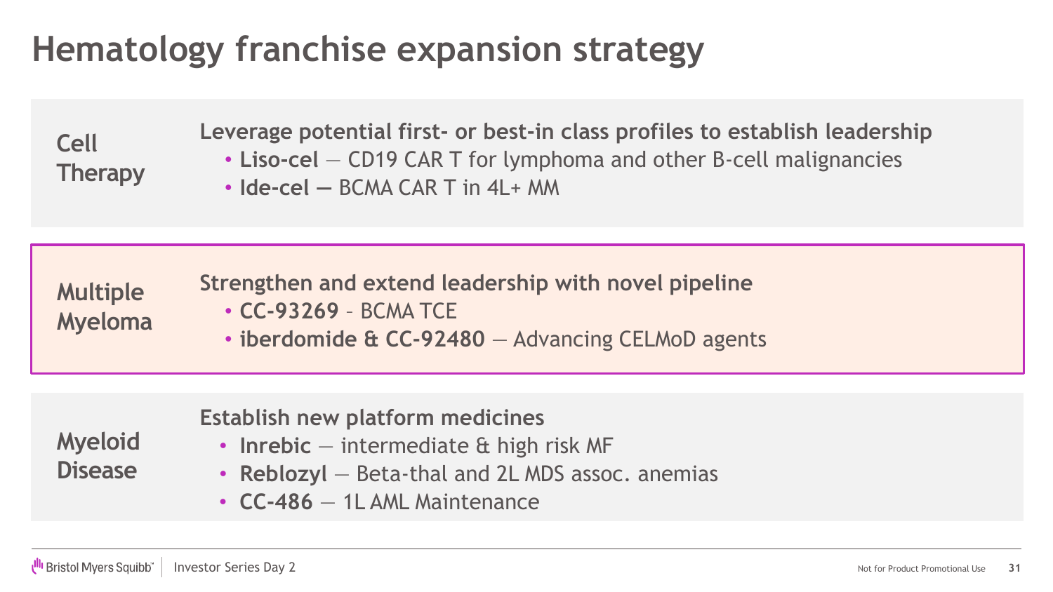# Hematology franchise expansion strategy

## Cell Therapy

**Leverage potential first- or best-in class profiles to establish leadership**

- **Liso-cel** — CD19 CAR T for lymphoma and other B-cell malignancies
- **Ide-cel —** BCMA CAR T in 4L+ MM

## Multiple Myeloma

**Strengthen and extend leadership with novel pipeline**

- **CC-93269** – BCMA TCE
- **iberdomide & CC-92480** — Advancing CELMoD agents

## Myeloid Disease

**Establish new platform medicines**

- **Inrebic** — intermediate & high risk MF
- **Reblozyl** — Beta-thal and 2L MDS assoc. anemias
- **CC-486** — 1L AML Maintenance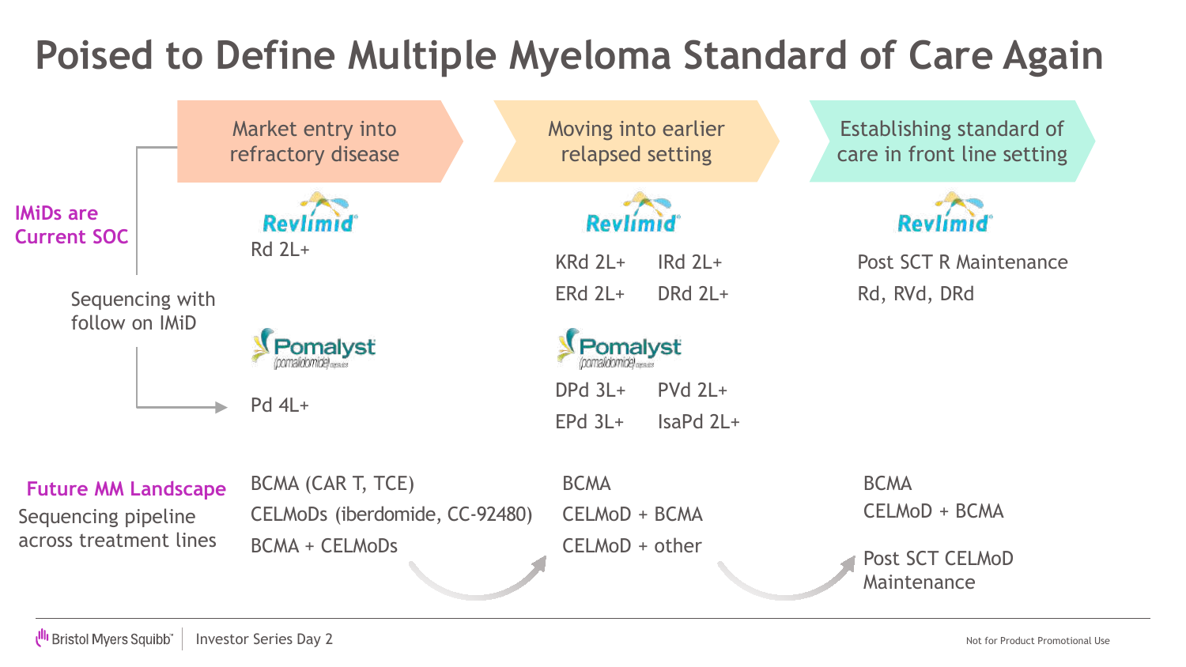# Poised to Define Multiple Myeloma Standard of Care Again

| | Market entry into refractory disease | Moving into earlier relapsed setting | Establishing standard of care in front line setting |
|---|---|---|---|
| **IMiDs are Current SOC** | **Revlimid**<br>Rd 2L+ | **Revlimid**<br>KRd 2L+<br>IRd 2L+<br>ERd 2L+<br>DRd 2L+ | **Revlimid**<br>Post SCT R Maintenance<br>Rd, RVd, DRd |
| Sequencing with follow on IMiD | **Pomalyst** (pomalidomide)<br>Pd 4L+ | **Pomalyst** (pomalidomide)<br>DPd 3L+<br>PVd 2L+<br>EPd 3L+<br>IsaPd 2L+ | |
| **Future MM Landscape**<br>Sequencing pipeline across treatment lines | BCMA (CAR T, TCE)<br>CELMoDs (iberdomide, CC-92480)<br>BCMA + CELMoDs | BCMA<br>CELMoD + BCMA<br>CELMoD + other | BCMA<br>CELMoD + BCMA<br>Post SCT CELMoD Maintenance |

Not for Product Promotional Use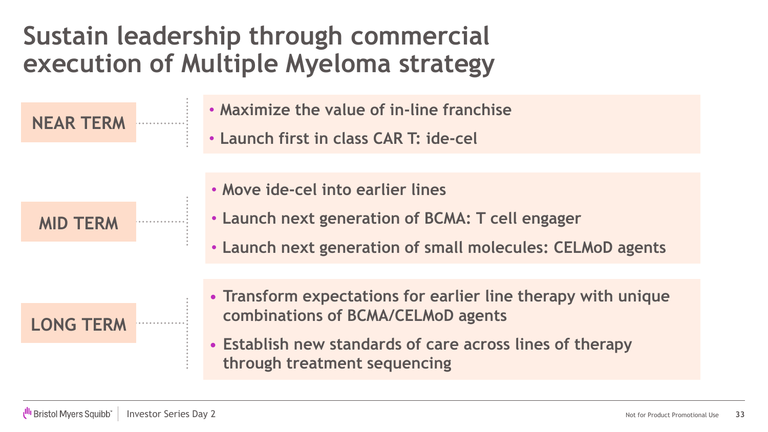# Sustain leadership through commercial execution of Multiple Myeloma strategy

## NEAR TERM

- Maximize the value of in-line franchise
- Launch first in class CAR T: ide-cel

## MID TERM

- Move ide-cel into earlier lines
- Launch next generation of BCMA: T cell engager
- Launch next generation of small molecules: CELMoD agents

## LONG TERM

- Transform expectations for earlier line therapy with unique combinations of BCMA/CELMoD agents
- Establish new standards of care across lines of therapy through treatment sequencing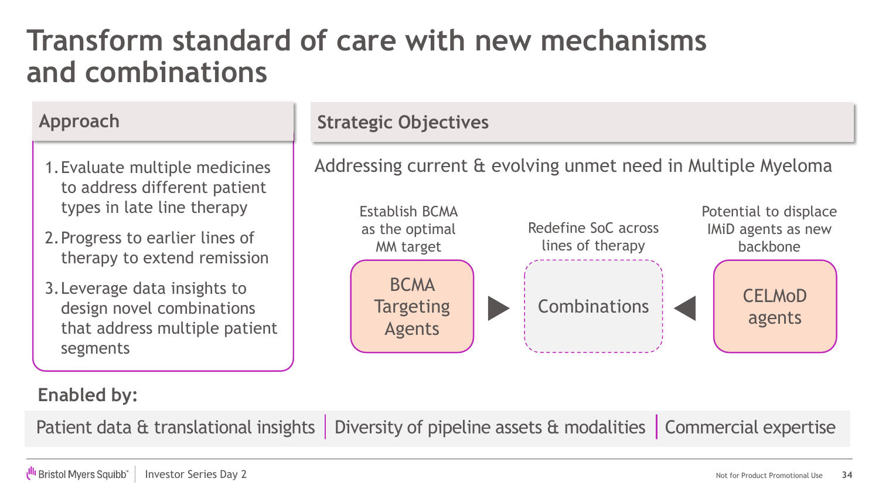# Transform standard of care with new mechanisms and combinations

## Approach

1. Evaluate multiple medicines to address different patient types in late line therapy
2. Progress to earlier lines of therapy to extend remission
3. Leverage data insights to design novel combinations that address multiple patient segments

## Strategic Objectives

Addressing current & evolving unmet need in Multiple Myeloma

- **BCMA Targeting Agents** — Establish BCMA as the optimal MM target
- **Combinations** — Redefine SoC across lines of therapy
- **CELMoD agents** — Potential to displace IMiD agents as new backbone

BCMA Targeting Agents ▶ Combinations ◀ CELMoD agents

**Enabled by:**

Patient data & translational insights | Diversity of pipeline assets & modalities | Commercial expertise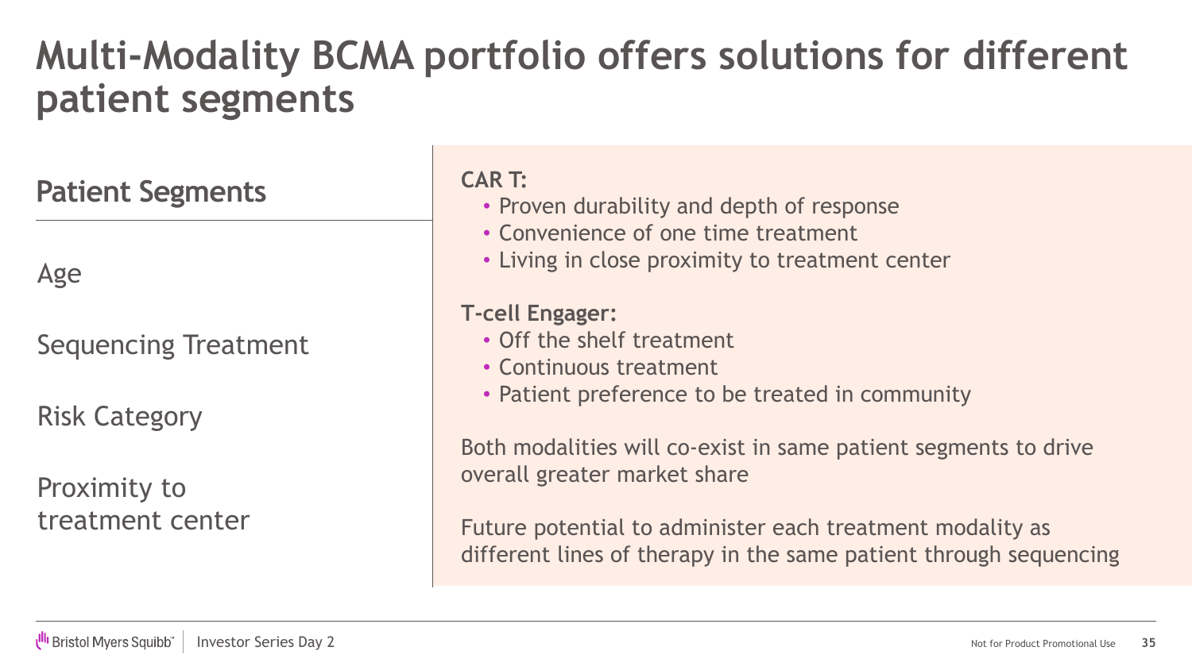# Multi-Modality BCMA portfolio offers solutions for different patient segments

## Patient Segments

Age

Sequencing Treatment

Risk Category

Proximity to treatment center

**CAR T:**

- Proven durability and depth of response
- Convenience of one time treatment
- Living in close proximity to treatment center

**T-cell Engager:**

- Off the shelf treatment
- Continuous treatment
- Patient preference to be treated in community

Both modalities will co-exist in same patient segments to drive overall greater market share

Future potential to administer each treatment modality as different lines of therapy in the same patient through sequencing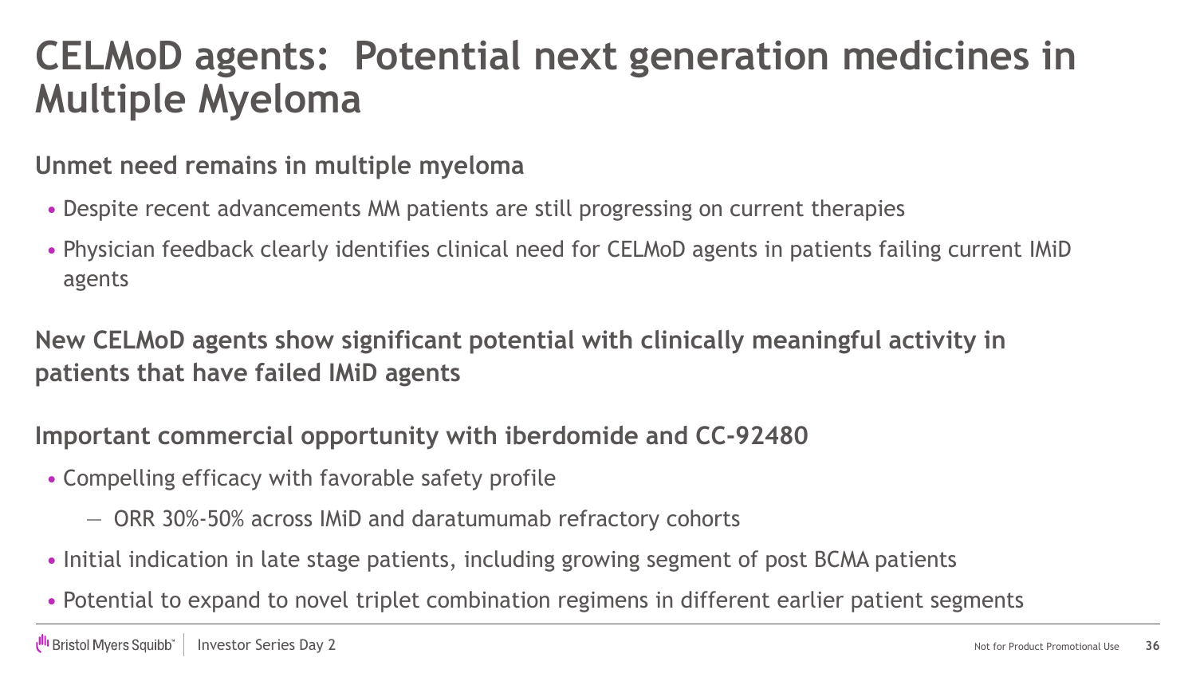# CELMoD agents: Potential next generation medicines in Multiple Myeloma

**Unmet need remains in multiple myeloma**

- Despite recent advancements MM patients are still progressing on current therapies
- Physician feedback clearly identifies clinical need for CELMoD agents in patients failing current IMiD agents

**New CELMoD agents show significant potential with clinically meaningful activity in patients that have failed IMiD agents**

**Important commercial opportunity with iberdomide and CC-92480**

- Compelling efficacy with favorable safety profile
  - ORR 30%-50% across IMiD and daratumumab refractory cohorts
- Initial indication in late stage patients, including growing segment of post BCMA patients
- Potential to expand to novel triplet combination regimens in different earlier patient segments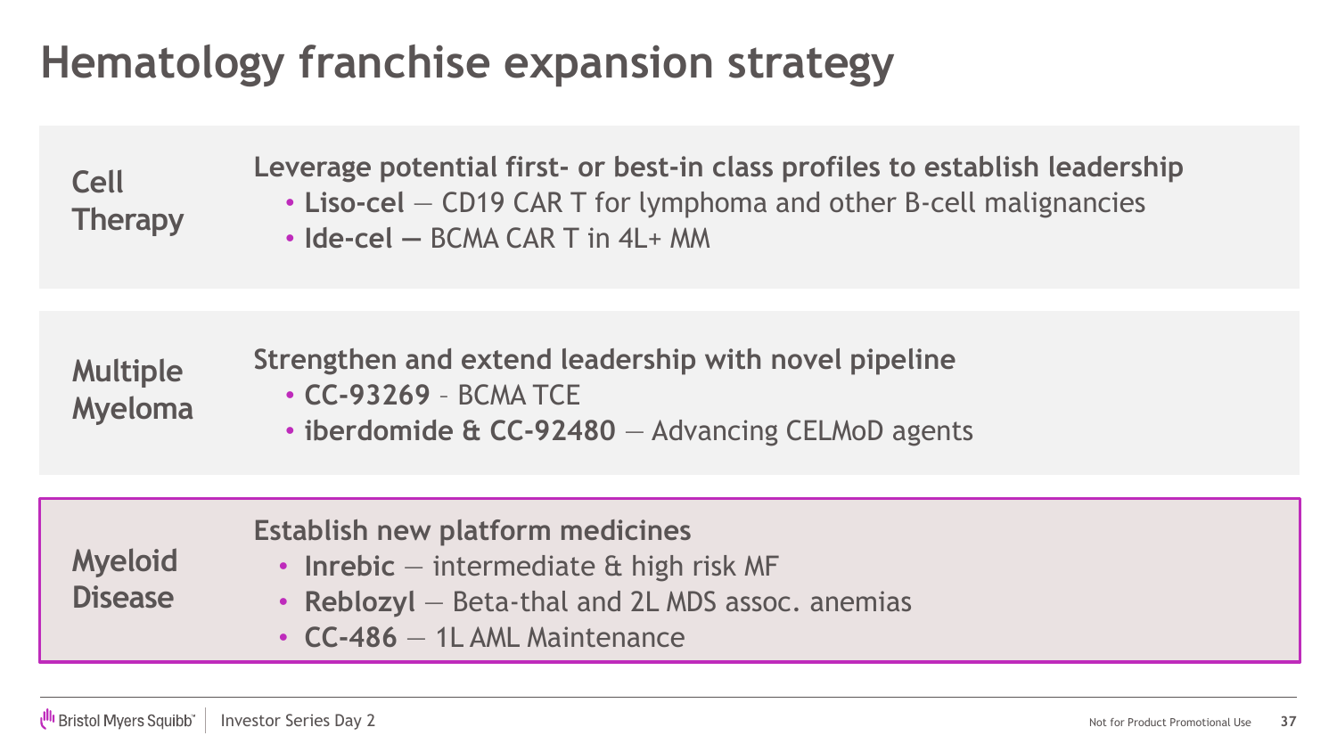# Hematology franchise expansion strategy

## Cell Therapy

**Leverage potential first- or best-in class profiles to establish leadership**

- **Liso-cel** — CD19 CAR T for lymphoma and other B-cell malignancies
- **Ide-cel —** BCMA CAR T in 4L+ MM

## Multiple Myeloma

**Strengthen and extend leadership with novel pipeline**

- **CC-93269** – BCMA TCE
- **iberdomide & CC-92480** — Advancing CELMoD agents

## Myeloid Disease

**Establish new platform medicines**

- **Inrebic** — intermediate & high risk MF
- **Reblozyl** — Beta-thal and 2L MDS assoc. anemias
- **CC-486** — 1L AML Maintenance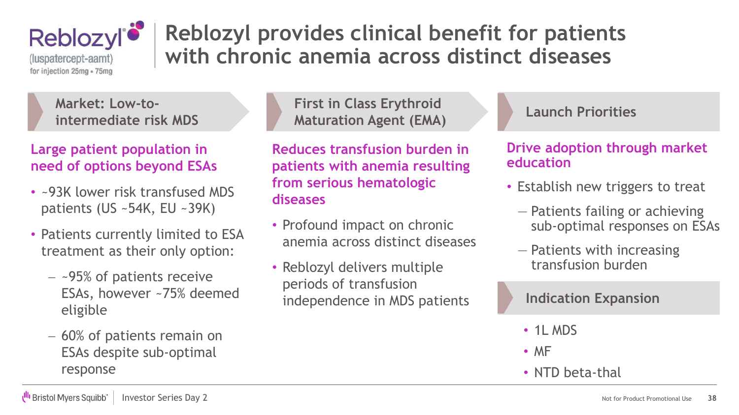Reblozyl®
(luspatercept-aamt)
for injection 25mg • 75mg

# Reblozyl provides clinical benefit for patients with chronic anemia across distinct diseases

## Market: Low-to-intermediate risk MDS

**Large patient population in need of options beyond ESAs**

- ~93K lower risk transfused MDS patients (US ~54K, EU ~39K)
- Patients currently limited to ESA treatment as their only option:
  - ~95% of patients receive ESAs, however ~75% deemed eligible
  - 60% of patients remain on ESAs despite sub-optimal response

## First in Class Erythroid Maturation Agent (EMA)

**Reduces transfusion burden in patients with anemia resulting from serious hematologic diseases**

- Profound impact on chronic anemia across distinct diseases
- Reblozyl delivers multiple periods of transfusion independence in MDS patients

## Launch Priorities

**Drive adoption through market education**

- Establish new triggers to treat
  - Patients failing or achieving sub-optimal responses on ESAs
  - Patients with increasing transfusion burden

## Indication Expansion

- 1L MDS
- MF
- NTD beta-thal

Not for Product Promotional Use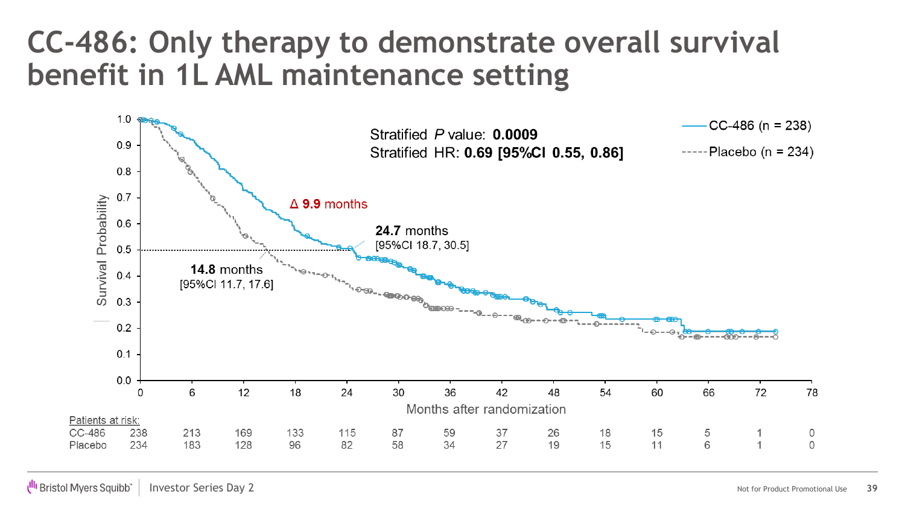# CC-486: Only therapy to demonstrate overall survival benefit in 1L AML maintenance setting

Stratified $P$ value: **0.0009**
Stratified HR: **0.69 [95%CI 0.55, 0.86]**

- CC-486 (n = 238)
- Placebo (n = 234)

Δ **9.9** months

**24.7** months [95%CI 18.7, 30.5]

**14.8** months [95%CI 11.7, 17.6]

Survival Probability

Months after randomization

Patients at risk:

| | 0 | 6 | 12 | 18 | 24 | 30 | 36 | 42 | 48 | 54 | 60 | 66 | 72 | 78 |
|---|---|---|---|---|---|---|---|---|---|---|---|---|---|---|
| CC-486 | 238 | 213 | 169 | 133 | 115 | 87 | 59 | 37 | 26 | 18 | 15 | 5 | 1 | 0 |
| Placebo | 234 | 183 | 128 | 96 | 82 | 58 | 34 | 27 | 19 | 15 | 11 | 6 | 1 | 0 |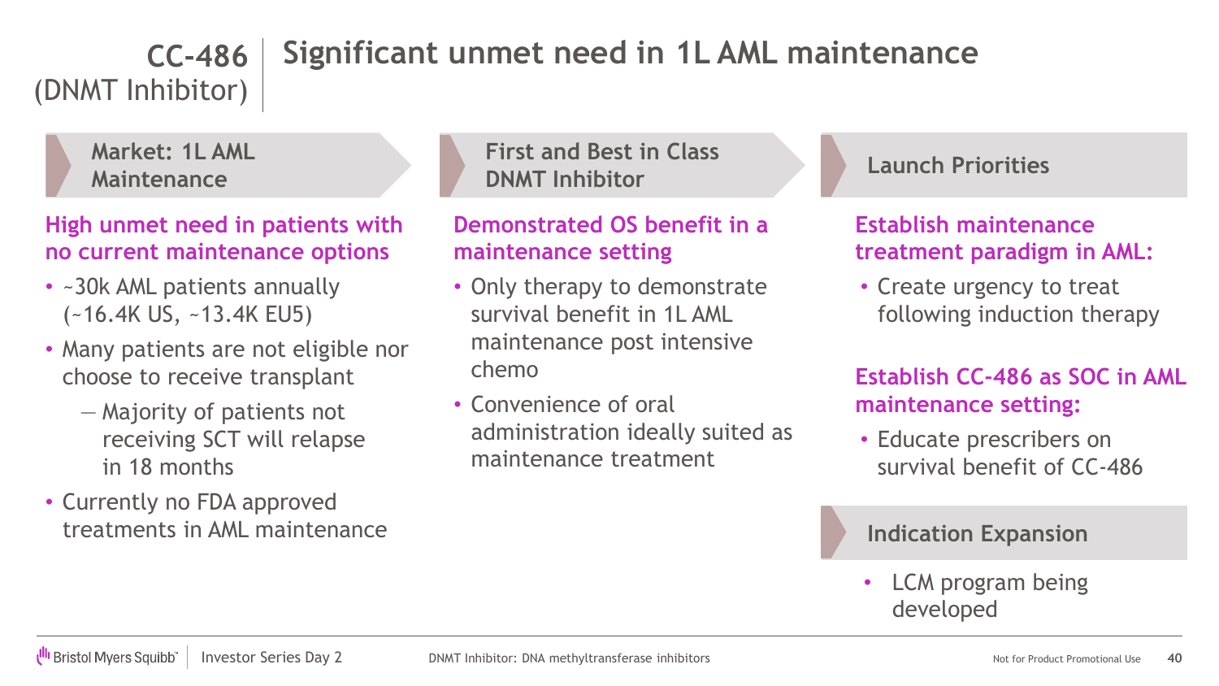# CC-486 (DNMT Inhibitor) | Significant unmet need in 1L AML maintenance

## Market: 1L AML Maintenance

**High unmet need in patients with no current maintenance options**

- ~30k AML patients annually (~16.4K US, ~13.4K EU5)
- Many patients are not eligible nor choose to receive transplant
  - Majority of patients not receiving SCT will relapse in 18 months
- Currently no FDA approved treatments in AML maintenance

## First and Best in Class DNMT Inhibitor

**Demonstrated OS benefit in a maintenance setting**

- Only therapy to demonstrate survival benefit in 1L AML maintenance post intensive chemo
- Convenience of oral administration ideally suited as maintenance treatment

## Launch Priorities

**Establish maintenance treatment paradigm in AML:**

- Create urgency to treat following induction therapy

**Establish CC-486 as SOC in AML maintenance setting:**

- Educate prescribers on survival benefit of CC-486

## Indication Expansion

- LCM program being developed

DNMT Inhibitor: DNA methyltransferase inhibitors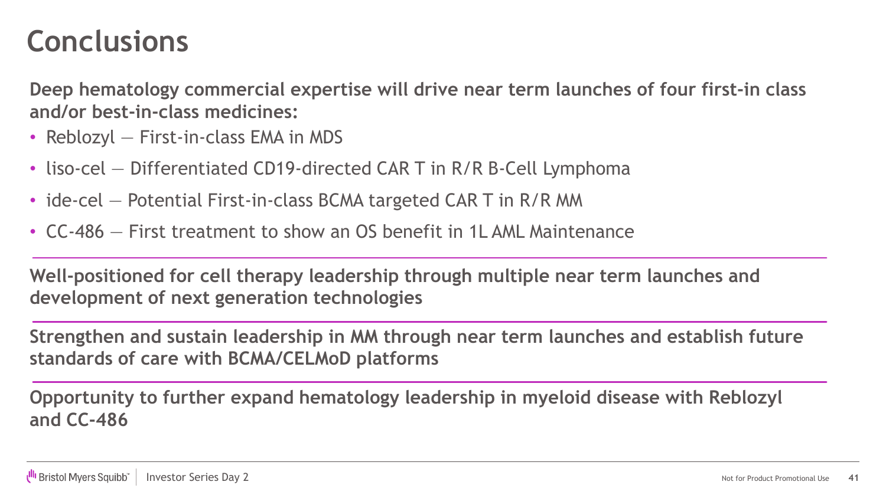# Conclusions

**Deep hematology commercial expertise will drive near term launches of four first-in class and/or best-in-class medicines:**

- Reblozyl — First-in-class EMA in MDS
- liso-cel — Differentiated CD19-directed CAR T in R/R B-Cell Lymphoma
- ide-cel — Potential First-in-class BCMA targeted CAR T in R/R MM
- CC-486 — First treatment to show an OS benefit in 1L AML Maintenance

---

**Well-positioned for cell therapy leadership through multiple near term launches and development of next generation technologies**

---

**Strengthen and sustain leadership in MM through near term launches and establish future standards of care with BCMA/CELMoD platforms**

---

**Opportunity to further expand hematology leadership in myeloid disease with Reblozyl and CC-486**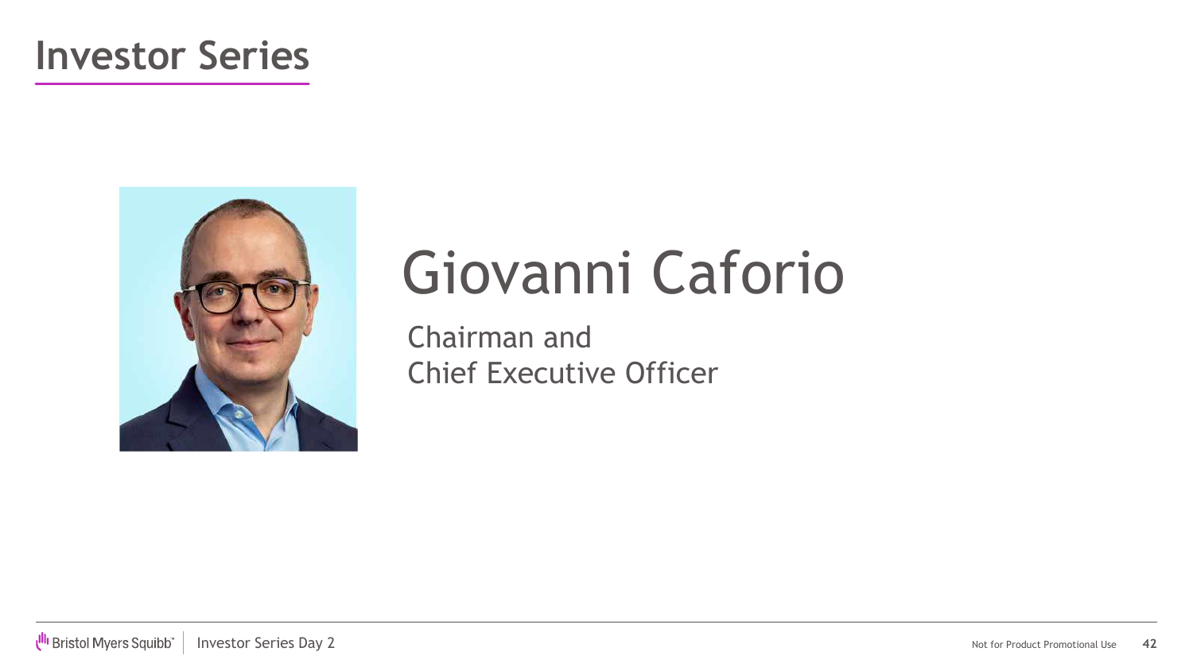# Investor Series

## Giovanni Caforio

Chairman and
Chief Executive Officer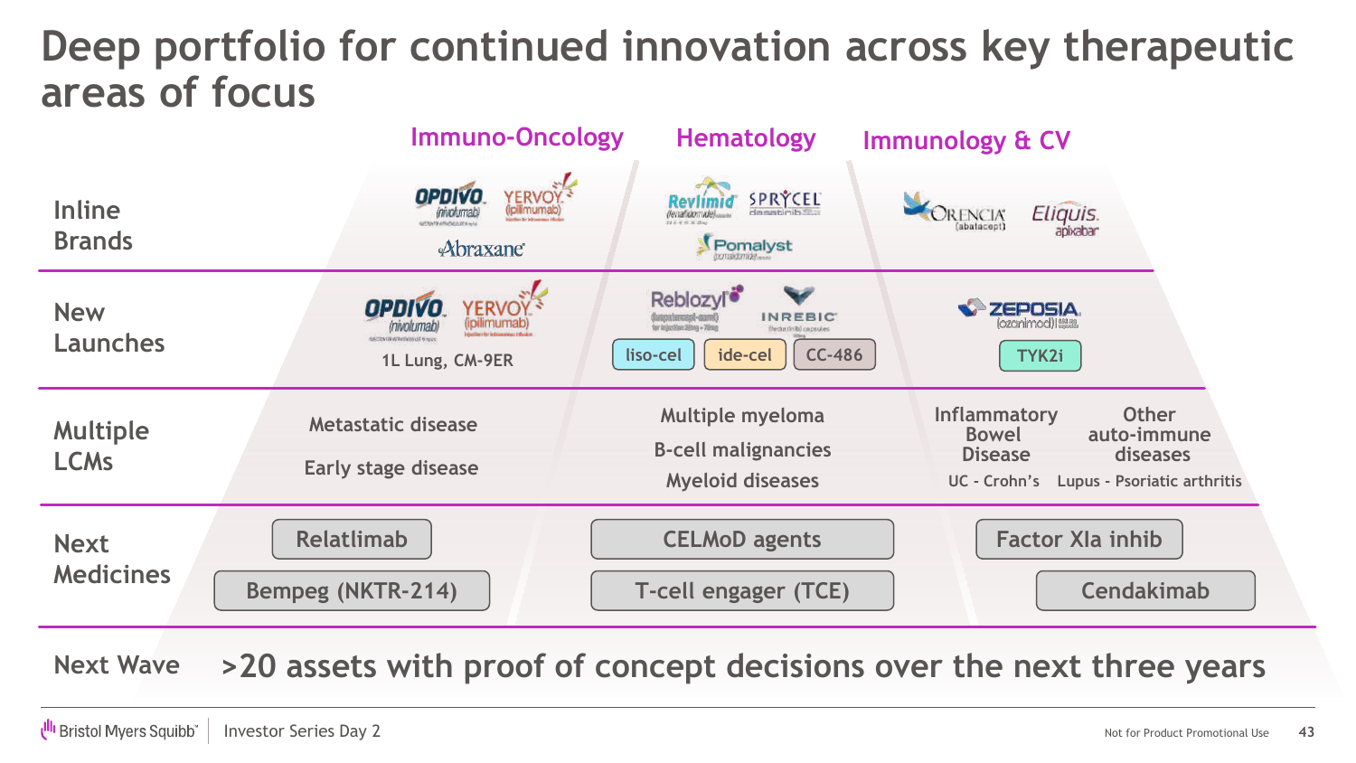# Deep portfolio for continued innovation across key therapeutic areas of focus

| | Immuno-Oncology | Hematology | Immunology & CV |
|---|---|---|---|
| **Inline Brands** | OPDIVO (nivolumab), YERVOY (ipilimumab), Abraxane | Revlimid (lenalidomide), SPRYCEL (dasatinib), Pomalyst (pomalidomide) | ORENCIA (abatacept), Eliquis (apixaban) |
| **New Launches** | OPDIVO (nivolumab), YERVOY (ipilimumab) — 1L Lung, CM-9ER | Reblozyl (luspatercept-aamt), INREBIC (fedratinib) capsules, liso-cel, ide-cel, CC-486 | ZEPOSIA (ozanimod), TYK2i |
| **Multiple LCMs** | Metastatic disease; Early stage disease | Multiple myeloma; B-cell malignancies; Myeloid diseases | Inflammatory Bowel Disease (UC - Crohn's); Other auto-immune diseases (Lupus - Psoriatic arthritis) |
| **Next Medicines** | Relatlimab; Bempeg (NKTR-214) | CELMoD agents; T-cell engager (TCE) | Factor XIa inhib; Cendakimab |

**Next Wave:** >20 assets with proof of concept decisions over the next three years

Not for Product Promotional Use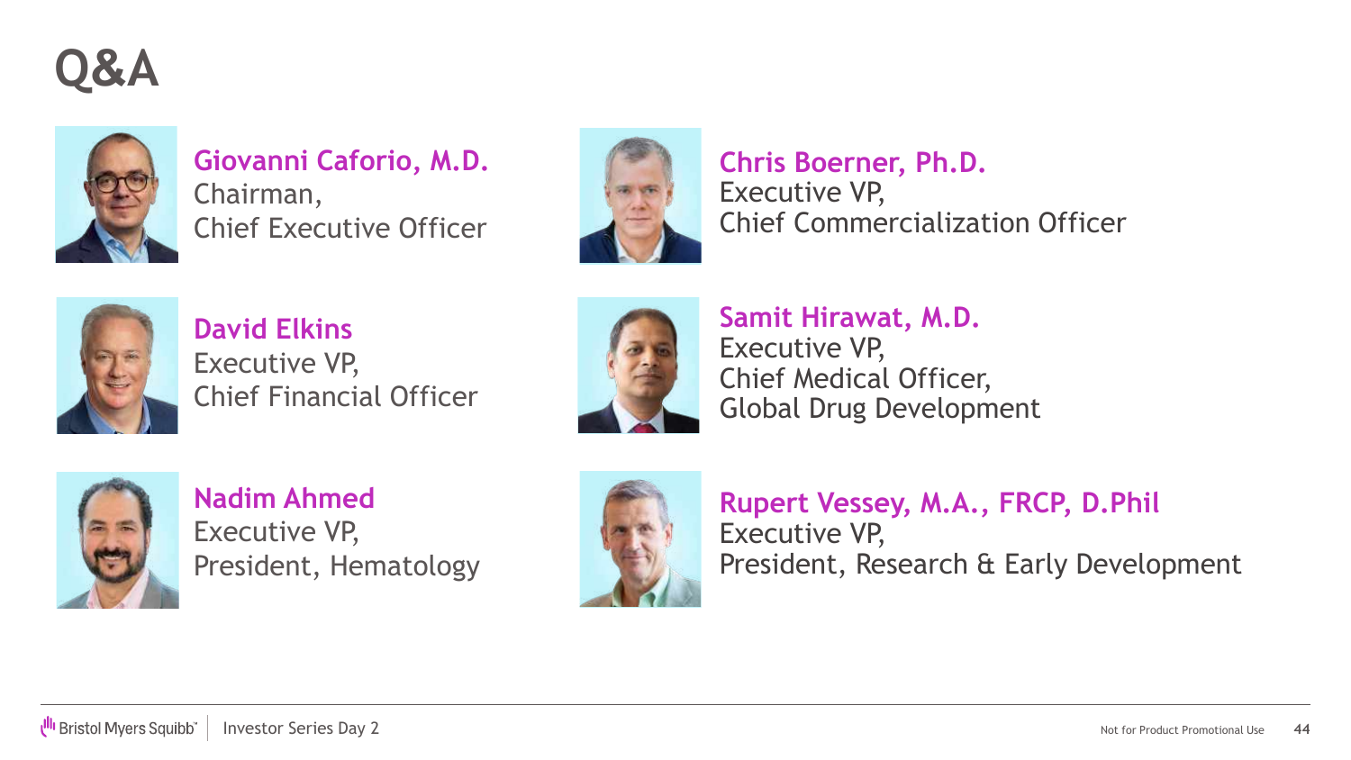# Q&A

**Giovanni Caforio, M.D.**
Chairman,
Chief Executive Officer

**Chris Boerner, Ph.D.**
Executive VP,
Chief Commercialization Officer

**David Elkins**
Executive VP,
Chief Financial Officer

**Samit Hirawat, M.D.**
Executive VP,
Chief Medical Officer,
Global Drug Development

**Nadim Ahmed**
Executive VP,
President, Hematology

**Rupert Vessey, M.A., FRCP, D.Phil**
Executive VP,
President, Research & Early Development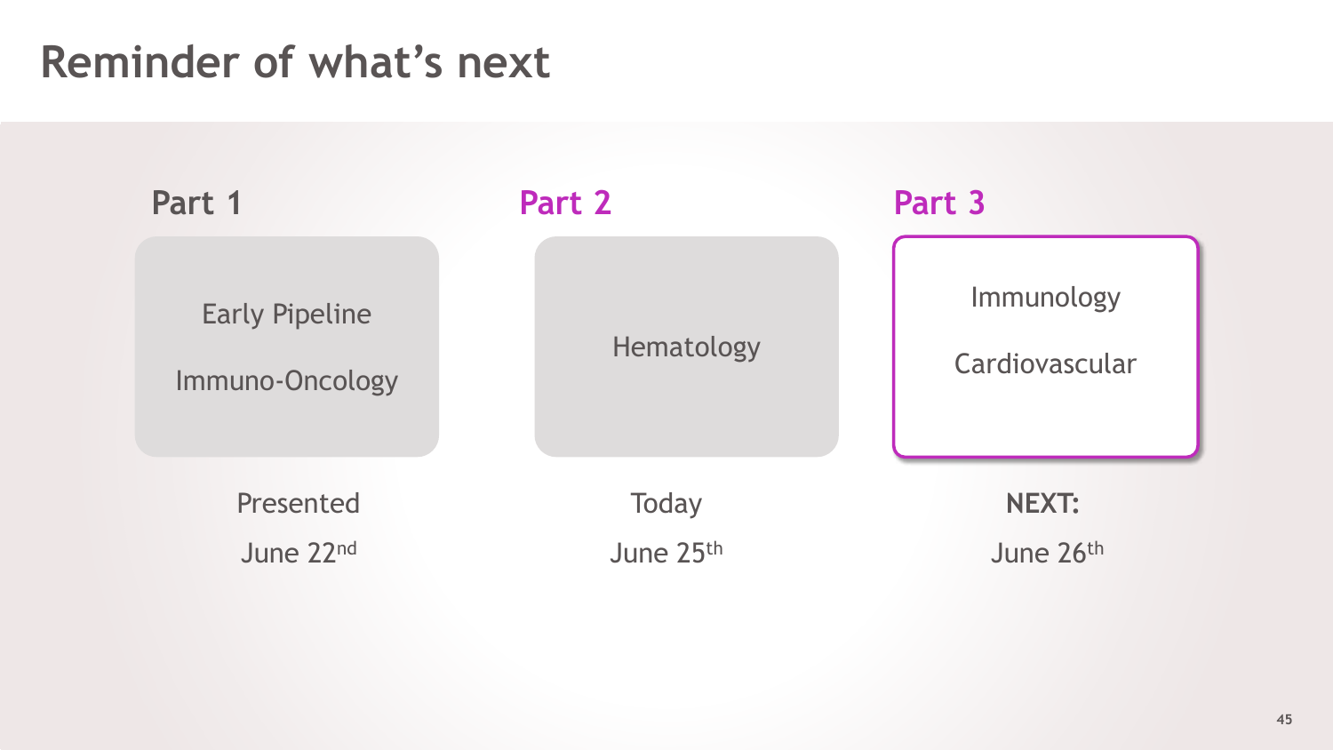# Reminder of what's next

## Part 1

Early Pipeline

Immuno-Oncology

Presented

June 22nd

## Part 2

Hematology

Today

June 25th

## Part 3

Immunology

Cardiovascular

**NEXT:**

June 26th